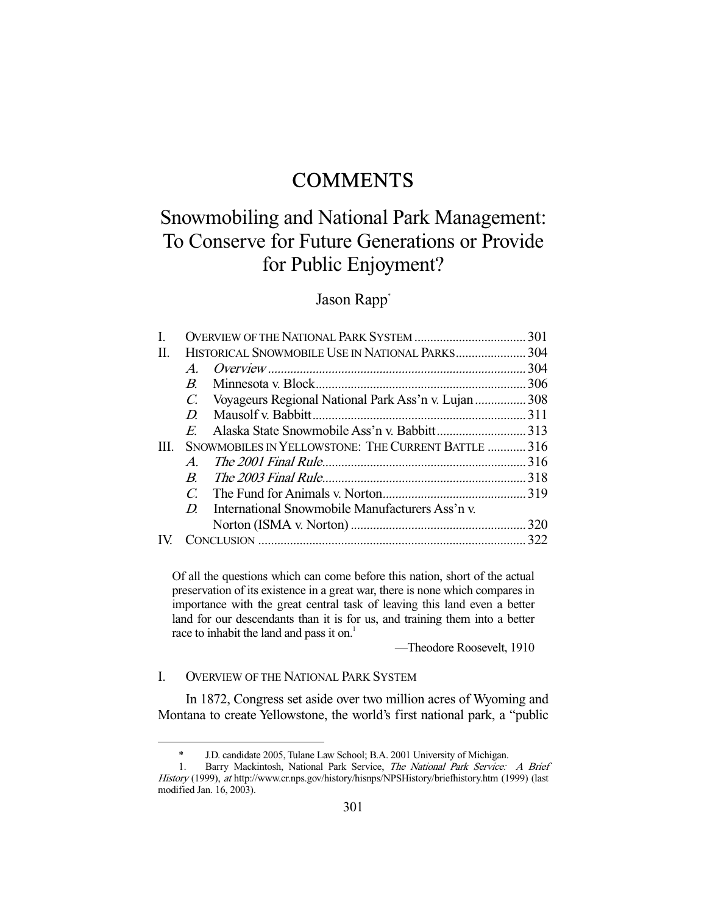# COMMENTS

# Snowmobiling and National Park Management: To Conserve for Future Generations or Provide for Public Enjoyment?

Jason Rapp*

| | | |
|---|---|---|
| I. | OVERVIEW OF THE NATIONAL PARK SYSTEM | 301 |
| II. | HISTORICAL SNOWMOBILE USE IN NATIONAL PARKS | 304 |
| | *A. Overview* | 304 |
| | *B.* Minnesota v. Block | 306 |
| | *C.* Voyageurs Regional National Park Ass'n v. Lujan | 308 |
| | *D.* Mausolf v. Babbitt | 311 |
| | *E.* Alaska State Snowmobile Ass'n v. Babbitt | 313 |
| III. | SNOWMOBILES IN YELLOWSTONE: THE CURRENT BATTLE | 316 |
| | *A. The 2001 Final Rule* | 316 |
| | *B. The 2003 Final Rule* | 318 |
| | *C.* The Fund for Animals v. Norton | 319 |
| | *D.* International Snowmobile Manufacturers Ass'n v. Norton (ISMA v. Norton) | 320 |
| IV. | CONCLUSION | 322 |

> Of all the questions which can come before this nation, short of the actual preservation of its existence in a great war, there is none which compares in importance with the great central task of leaving this land even a better land for our descendants than it is for us, and training them into a better race to inhabit the land and pass it on.[1]
>
> —Theodore Roosevelt, 1910

## I. OVERVIEW OF THE NATIONAL PARK SYSTEM

In 1872, Congress set aside over two million acres of Wyoming and Montana to create Yellowstone, the world's first national park, a "public

---

\* J.D. candidate 2005, Tulane Law School; B.A. 2001 University of Michigan.

1. Barry Mackintosh, National Park Service, *The National Park Service: A Brief History* (1999), *at* http://www.cr.nps.gov/history/hisnps/NPSHistory/briefhistory.htm (1999) (last modified Jan. 16, 2003).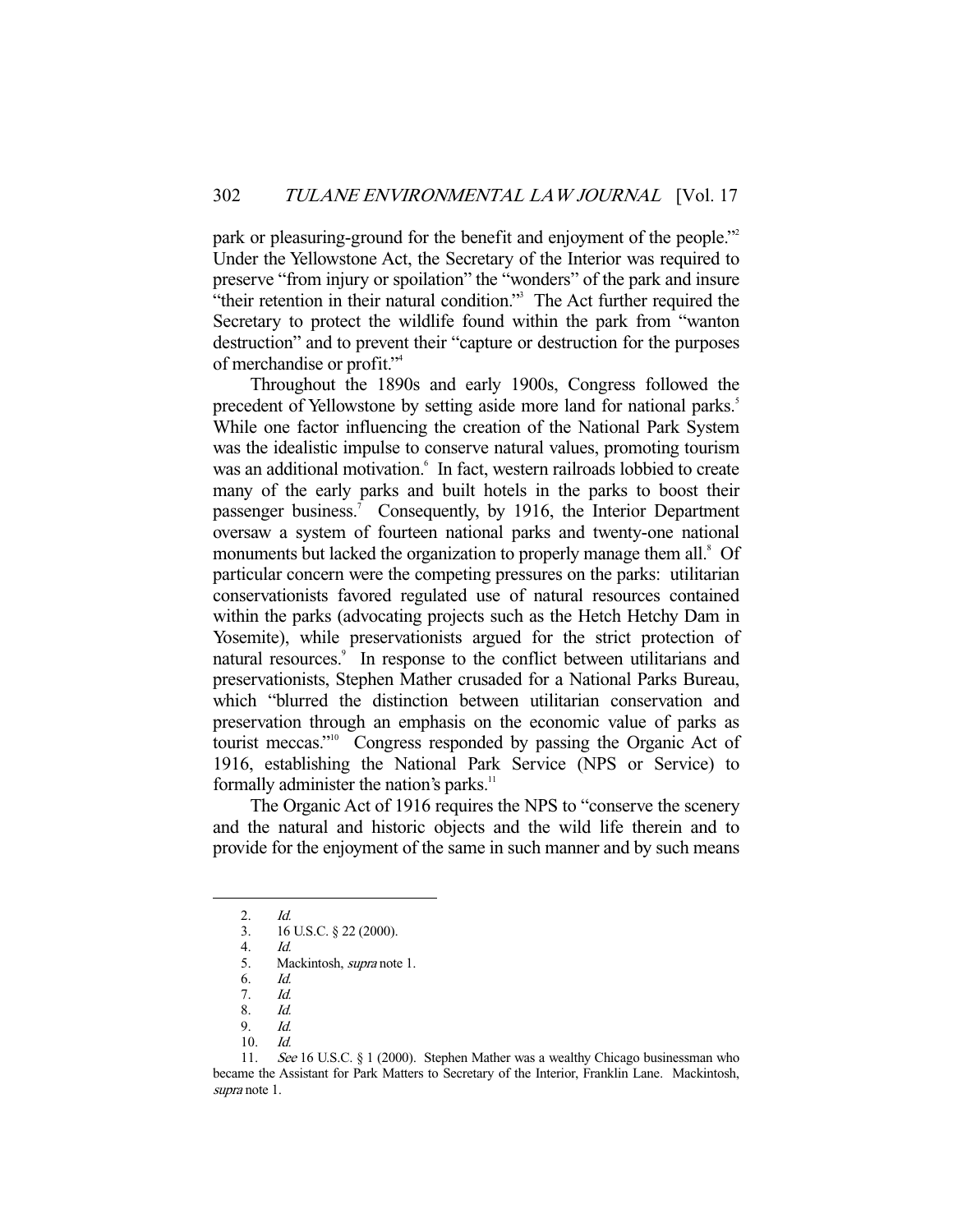park or pleasuring-ground for the benefit and enjoyment of the people."[2] Under the Yellowstone Act, the Secretary of the Interior was required to preserve "from injury or spoilation" the "wonders" of the park and insure "their retention in their natural condition."[3] The Act further required the Secretary to protect the wildlife found within the park from "wanton destruction" and to prevent their "capture or destruction for the purposes of merchandise or profit."[4]

Throughout the 1890s and early 1900s, Congress followed the precedent of Yellowstone by setting aside more land for national parks.[5] While one factor influencing the creation of the National Park System was the idealistic impulse to conserve natural values, promoting tourism was an additional motivation.[6] In fact, western railroads lobbied to create many of the early parks and built hotels in the parks to boost their passenger business.[7] Consequently, by 1916, the Interior Department oversaw a system of fourteen national parks and twenty-one national monuments but lacked the organization to properly manage them all.[8] Of particular concern were the competing pressures on the parks: utilitarian conservationists favored regulated use of natural resources contained within the parks (advocating projects such as the Hetch Hetchy Dam in Yosemite), while preservationists argued for the strict protection of natural resources.[9] In response to the conflict between utilitarians and preservationists, Stephen Mather crusaded for a National Parks Bureau, which "blurred the distinction between utilitarian conservation and preservation through an emphasis on the economic value of parks as tourist meccas."[10] Congress responded by passing the Organic Act of 1916, establishing the National Park Service (NPS or Service) to formally administer the nation's parks.[11]

The Organic Act of 1916 requires the NPS to "conserve the scenery and the natural and historic objects and the wild life therein and to provide for the enjoyment of the same in such manner and by such means

---

2. *Id.*
3. 16 U.S.C. § 22 (2000).
4. *Id.*
5. Mackintosh, *supra* note 1.
6. *Id.*
7. *Id.*
8. *Id.*
9. *Id.*
10. *Id.*
11. *See* 16 U.S.C. § 1 (2000). Stephen Mather was a wealthy Chicago businessman who became the Assistant for Park Matters to Secretary of the Interior, Franklin Lane. Mackintosh, *supra* note 1.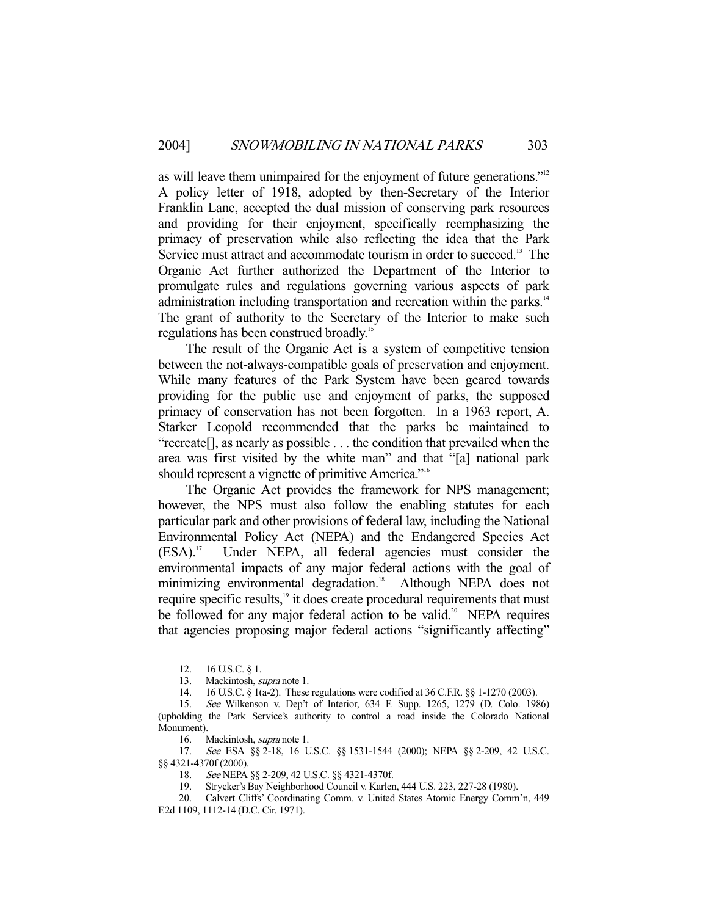as will leave them unimpaired for the enjoyment of future generations."[12] A policy letter of 1918, adopted by then-Secretary of the Interior Franklin Lane, accepted the dual mission of conserving park resources and providing for their enjoyment, specifically reemphasizing the primacy of preservation while also reflecting the idea that the Park Service must attract and accommodate tourism in order to succeed.[13] The Organic Act further authorized the Department of the Interior to promulgate rules and regulations governing various aspects of park administration including transportation and recreation within the parks.[14] The grant of authority to the Secretary of the Interior to make such regulations has been construed broadly.[15]

The result of the Organic Act is a system of competitive tension between the not-always-compatible goals of preservation and enjoyment. While many features of the Park System have been geared towards providing for the public use and enjoyment of parks, the supposed primacy of conservation has not been forgotten. In a 1963 report, A. Starker Leopold recommended that the parks be maintained to "recreate[], as nearly as possible . . . the condition that prevailed when the area was first visited by the white man" and that "[a] national park should represent a vignette of primitive America."[16]

The Organic Act provides the framework for NPS management; however, the NPS must also follow the enabling statutes for each particular park and other provisions of federal law, including the National Environmental Policy Act (NEPA) and the Endangered Species Act (ESA).[17] Under NEPA, all federal agencies must consider the environmental impacts of any major federal actions with the goal of minimizing environmental degradation.[18] Although NEPA does not require specific results,[19] it does create procedural requirements that must be followed for any major federal action to be valid.[20] NEPA requires that agencies proposing major federal actions "significantly affecting"

---

12. 16 U.S.C. § 1.

13. Mackintosh, *supra* note 1.

14. 16 U.S.C. § 1(a-2). These regulations were codified at 36 C.F.R. §§ 1-1270 (2003).

15. *See* Wilkenson v. Dep't of Interior, 634 F. Supp. 1265, 1279 (D. Colo. 1986) (upholding the Park Service's authority to control a road inside the Colorado National Monument).

16. Mackintosh, *supra* note 1.

17. *See* ESA §§ 2-18, 16 U.S.C. §§ 1531-1544 (2000); NEPA §§ 2-209, 42 U.S.C. §§ 4321-4370f (2000).

18. *See* NEPA §§ 2-209, 42 U.S.C. §§ 4321-4370f.

19. Strycker's Bay Neighborhood Council v. Karlen, 444 U.S. 223, 227-28 (1980).

20. Calvert Cliffs' Coordinating Comm. v. United States Atomic Energy Comm'n, 449 F.2d 1109, 1112-14 (D.C. Cir. 1971).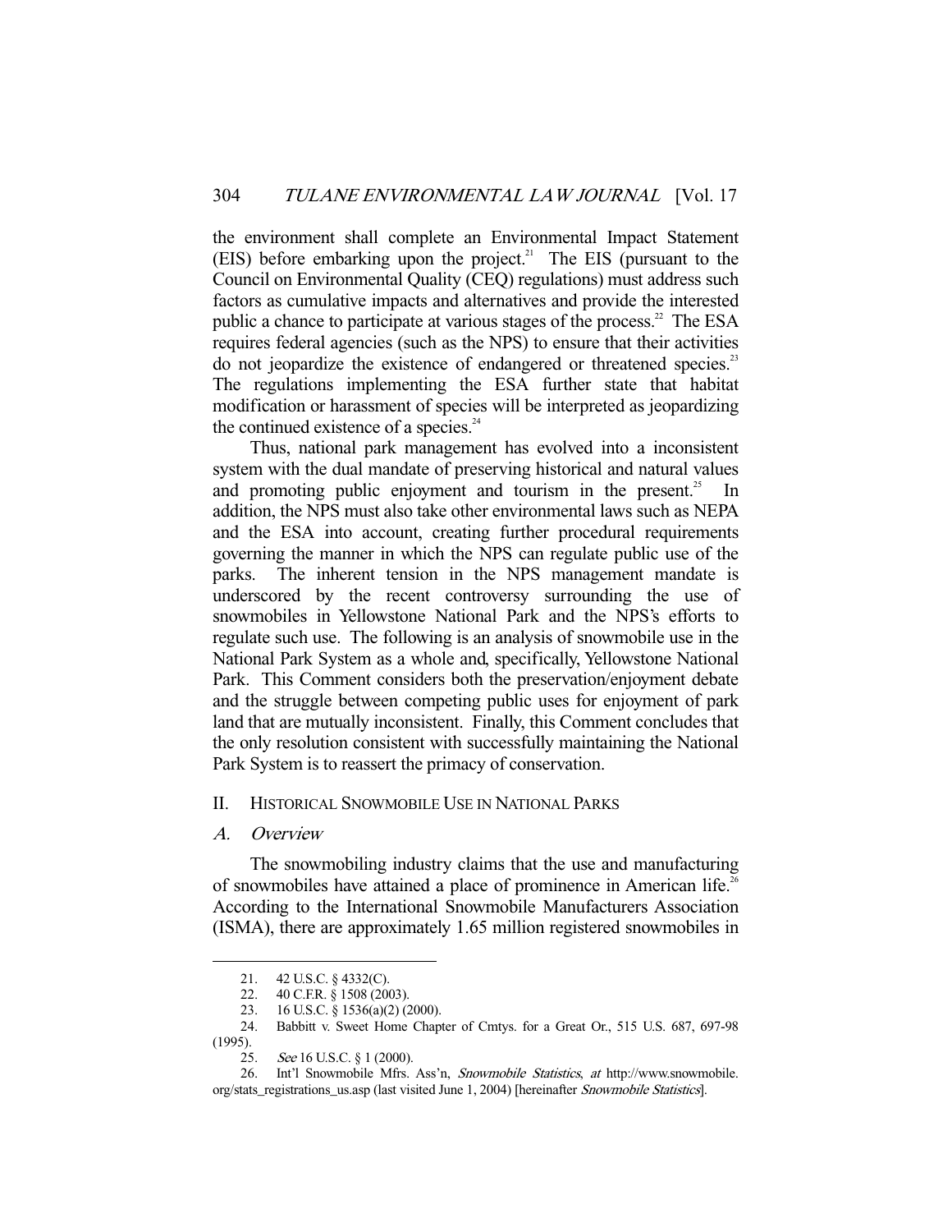the environment shall complete an Environmental Impact Statement (EIS) before embarking upon the project.[21] The EIS (pursuant to the Council on Environmental Quality (CEQ) regulations) must address such factors as cumulative impacts and alternatives and provide the interested public a chance to participate at various stages of the process.[22] The ESA requires federal agencies (such as the NPS) to ensure that their activities do not jeopardize the existence of endangered or threatened species.[23] The regulations implementing the ESA further state that habitat modification or harassment of species will be interpreted as jeopardizing the continued existence of a species.[24]

Thus, national park management has evolved into a inconsistent system with the dual mandate of preserving historical and natural values and promoting public enjoyment and tourism in the present.[25] In addition, the NPS must also take other environmental laws such as NEPA and the ESA into account, creating further procedural requirements governing the manner in which the NPS can regulate public use of the parks. The inherent tension in the NPS management mandate is underscored by the recent controversy surrounding the use of snowmobiles in Yellowstone National Park and the NPS's efforts to regulate such use. The following is an analysis of snowmobile use in the National Park System as a whole and, specifically, Yellowstone National Park. This Comment considers both the preservation/enjoyment debate and the struggle between competing public uses for enjoyment of park land that are mutually inconsistent. Finally, this Comment concludes that the only resolution consistent with successfully maintaining the National Park System is to reassert the primacy of conservation.

## II. Historical Snowmobile Use in National Parks

### A. *Overview*

The snowmobiling industry claims that the use and manufacturing of snowmobiles have attained a place of prominence in American life.[26] According to the International Snowmobile Manufacturers Association (ISMA), there are approximately 1.65 million registered snowmobiles in

---

21. 42 U.S.C. § 4332(C).

22. 40 C.F.R. § 1508 (2003).

23. 16 U.S.C. § 1536(a)(2) (2000).

24. Babbitt v. Sweet Home Chapter of Cmtys. for a Great Or., 515 U.S. 687, 697-98 (1995).

25. *See* 16 U.S.C. § 1 (2000).

26. Int'l Snowmobile Mfrs. Ass'n, *Snowmobile Statistics*, *at* http://www.snowmobile.org/stats_registrations_us.asp (last visited June 1, 2004) [hereinafter *Snowmobile Statistics*].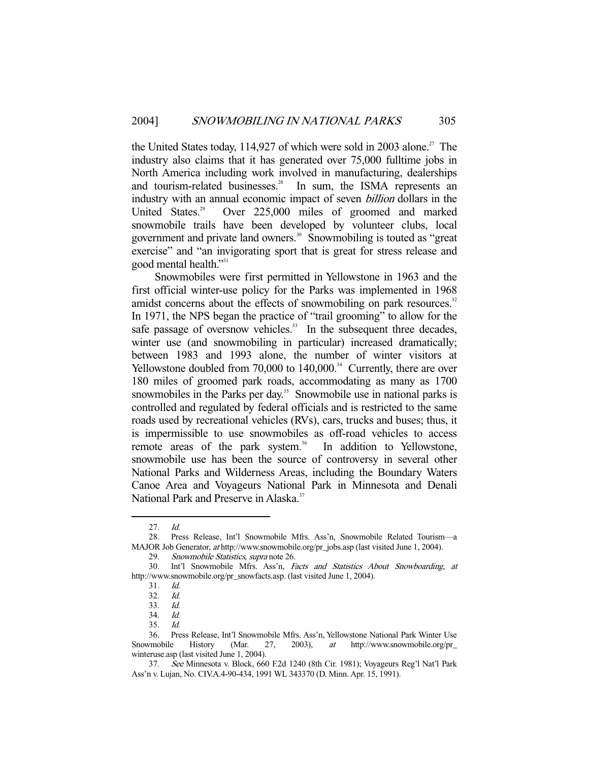the United States today, 114,927 of which were sold in 2003 alone.[27] The industry also claims that it has generated over 75,000 fulltime jobs in North America including work involved in manufacturing, dealerships and tourism-related businesses.[28] In sum, the ISMA represents an industry with an annual economic impact of seven *billion* dollars in the United States.[29] Over 225,000 miles of groomed and marked snowmobile trails have been developed by volunteer clubs, local government and private land owners.[30] Snowmobiling is touted as "great exercise" and "an invigorating sport that is great for stress release and good mental health."[31]

Snowmobiles were first permitted in Yellowstone in 1963 and the first official winter-use policy for the Parks was implemented in 1968 amidst concerns about the effects of snowmobiling on park resources.[32] In 1971, the NPS began the practice of "trail grooming" to allow for the safe passage of oversnow vehicles.[33] In the subsequent three decades, winter use (and snowmobiling in particular) increased dramatically; between 1983 and 1993 alone, the number of winter visitors at Yellowstone doubled from 70,000 to 140,000.[34] Currently, there are over 180 miles of groomed park roads, accommodating as many as 1700 snowmobiles in the Parks per day.[35] Snowmobile use in national parks is controlled and regulated by federal officials and is restricted to the same roads used by recreational vehicles (RVs), cars, trucks and buses; thus, it is impermissible to use snowmobiles as off-road vehicles to access remote areas of the park system.[36] In addition to Yellowstone, snowmobile use has been the source of controversy in several other National Parks and Wilderness Areas, including the Boundary Waters Canoe Area and Voyageurs National Park in Minnesota and Denali National Park and Preserve in Alaska.[37]

---

27. *Id.*
28. Press Release, Int'l Snowmobile Mfrs. Ass'n, Snowmobile Related Tourism—a MAJOR Job Generator, *at* http://www.snowmobile.org/pr_jobs.asp (last visited June 1, 2004).
29. *Snowmobile Statistics*, *supra* note 26.
30. Int'l Snowmobile Mfrs. Ass'n, *Facts and Statistics About Snowboarding*, *at* http://www.snowmobile.org/pr_snowfacts.asp. (last visited June 1, 2004).
31. *Id.*
32. *Id.*
33. *Id.*
34. *Id.*
35. *Id.*
36. Press Release, Int'l Snowmobile Mfrs. Ass'n, Yellowstone National Park Winter Use Snowmobile History (Mar. 27, 2003), *at* http://www.snowmobile.org/pr_winteruse.asp (last visited June 1, 2004).
37. *See* Minnesota v. Block, 660 F.2d 1240 (8th Cir. 1981); Voyageurs Reg'l Nat'l Park Ass'n v. Lujan, No. CIV.A.4-90-434, 1991 WL 343370 (D. Minn. Apr. 15, 1991).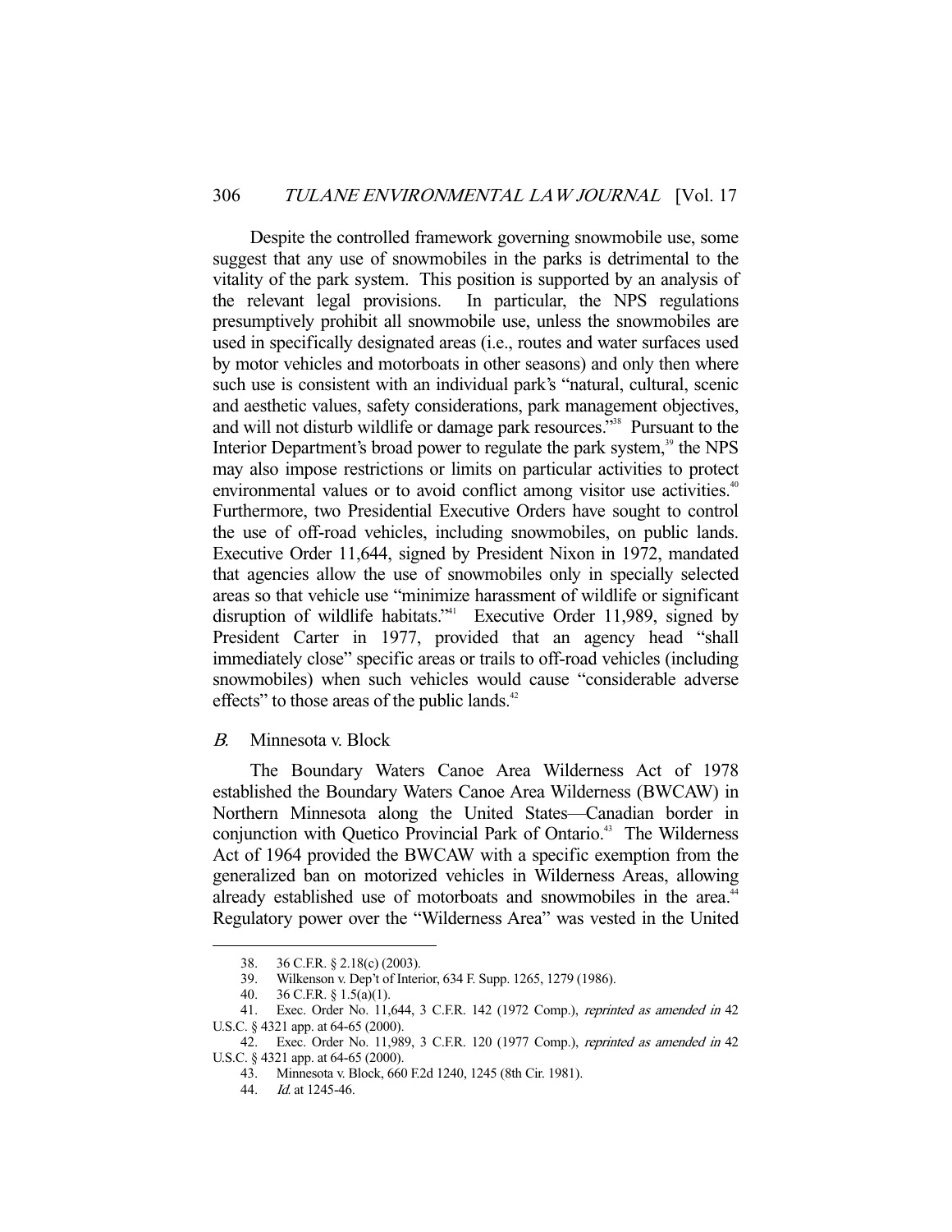Despite the controlled framework governing snowmobile use, some suggest that any use of snowmobiles in the parks is detrimental to the vitality of the park system. This position is supported by an analysis of the relevant legal provisions. In particular, the NPS regulations presumptively prohibit all snowmobile use, unless the snowmobiles are used in specifically designated areas (i.e., routes and water surfaces used by motor vehicles and motorboats in other seasons) and only then where such use is consistent with an individual park's "natural, cultural, scenic and aesthetic values, safety considerations, park management objectives, and will not disturb wildlife or damage park resources."[38] Pursuant to the Interior Department's broad power to regulate the park system,[39] the NPS may also impose restrictions or limits on particular activities to protect environmental values or to avoid conflict among visitor use activities.[40] Furthermore, two Presidential Executive Orders have sought to control the use of off-road vehicles, including snowmobiles, on public lands. Executive Order 11,644, signed by President Nixon in 1972, mandated that agencies allow the use of snowmobiles only in specially selected areas so that vehicle use "minimize harassment of wildlife or significant disruption of wildlife habitats."[41] Executive Order 11,989, signed by President Carter in 1977, provided that an agency head "shall immediately close" specific areas or trails to off-road vehicles (including snowmobiles) when such vehicles would cause "considerable adverse effects" to those areas of the public lands.[42]

### *B.* Minnesota v. Block

The Boundary Waters Canoe Area Wilderness Act of 1978 established the Boundary Waters Canoe Area Wilderness (BWCAW) in Northern Minnesota along the United States—Canadian border in conjunction with Quetico Provincial Park of Ontario.[43] The Wilderness Act of 1964 provided the BWCAW with a specific exemption from the generalized ban on motorized vehicles in Wilderness Areas, allowing already established use of motorboats and snowmobiles in the area.[44] Regulatory power over the "Wilderness Area" was vested in the United

---

38. 36 C.F.R. § 2.18(c) (2003).

39. Wilkenson v. Dep't of Interior, 634 F. Supp. 1265, 1279 (1986).

40. 36 C.F.R. § 1.5(a)(1).

41. Exec. Order No. 11,644, 3 C.F.R. 142 (1972 Comp.), *reprinted as amended in* 42 U.S.C. § 4321 app. at 64-65 (2000).

42. Exec. Order No. 11,989, 3 C.F.R. 120 (1977 Comp.), *reprinted as amended in* 42 U.S.C. § 4321 app. at 64-65 (2000).

43. Minnesota v. Block, 660 F.2d 1240, 1245 (8th Cir. 1981).

44. *Id.* at 1245-46.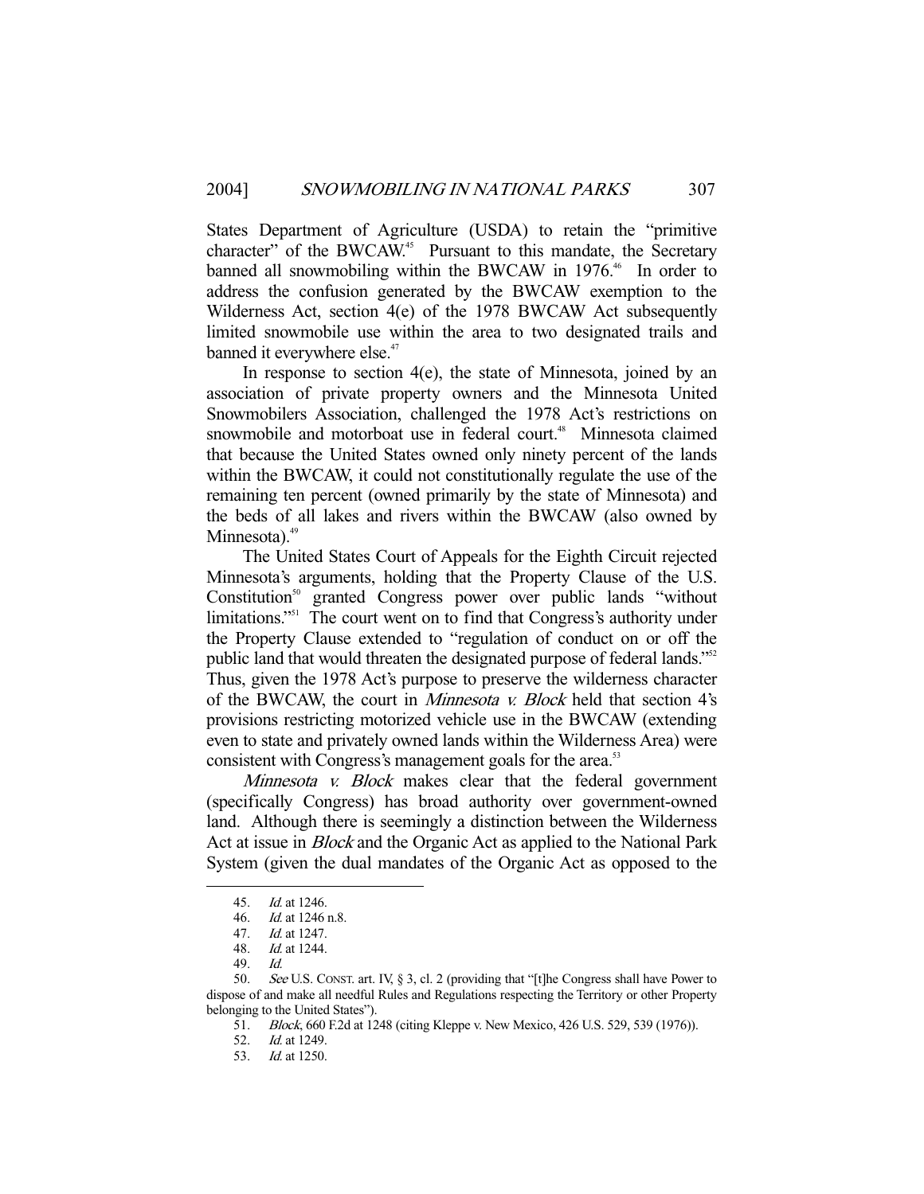States Department of Agriculture (USDA) to retain the "primitive character" of the BWCAW.[45] Pursuant to this mandate, the Secretary banned all snowmobiling within the BWCAW in 1976.[46] In order to address the confusion generated by the BWCAW exemption to the Wilderness Act, section 4(e) of the 1978 BWCAW Act subsequently limited snowmobile use within the area to two designated trails and banned it everywhere else.[47]

In response to section 4(e), the state of Minnesota, joined by an association of private property owners and the Minnesota United Snowmobilers Association, challenged the 1978 Act's restrictions on snowmobile and motorboat use in federal court.[48] Minnesota claimed that because the United States owned only ninety percent of the lands within the BWCAW, it could not constitutionally regulate the use of the remaining ten percent (owned primarily by the state of Minnesota) and the beds of all lakes and rivers within the BWCAW (also owned by Minnesota).[49]

The United States Court of Appeals for the Eighth Circuit rejected Minnesota's arguments, holding that the Property Clause of the U.S. Constitution[50] granted Congress power over public lands "without limitations."[51] The court went on to find that Congress's authority under the Property Clause extended to "regulation of conduct on or off the public land that would threaten the designated purpose of federal lands."[52] Thus, given the 1978 Act's purpose to preserve the wilderness character of the BWCAW, the court in *Minnesota v. Block* held that section 4's provisions restricting motorized vehicle use in the BWCAW (extending even to state and privately owned lands within the Wilderness Area) were consistent with Congress's management goals for the area.[53]

*Minnesota v. Block* makes clear that the federal government (specifically Congress) has broad authority over government-owned land. Although there is seemingly a distinction between the Wilderness Act at issue in *Block* and the Organic Act as applied to the National Park System (given the dual mandates of the Organic Act as opposed to the

---

45. *Id.* at 1246.
46. *Id.* at 1246 n.8.
47. *Id.* at 1247.
48. *Id.* at 1244.
49. *Id.*
50. *See* U.S. CONST. art. IV, § 3, cl. 2 (providing that "[t]he Congress shall have Power to dispose of and make all needful Rules and Regulations respecting the Territory or other Property belonging to the United States").
51. *Block*, 660 F.2d at 1248 (citing Kleppe v. New Mexico, 426 U.S. 529, 539 (1976)).
52. *Id.* at 1249.
53. *Id.* at 1250.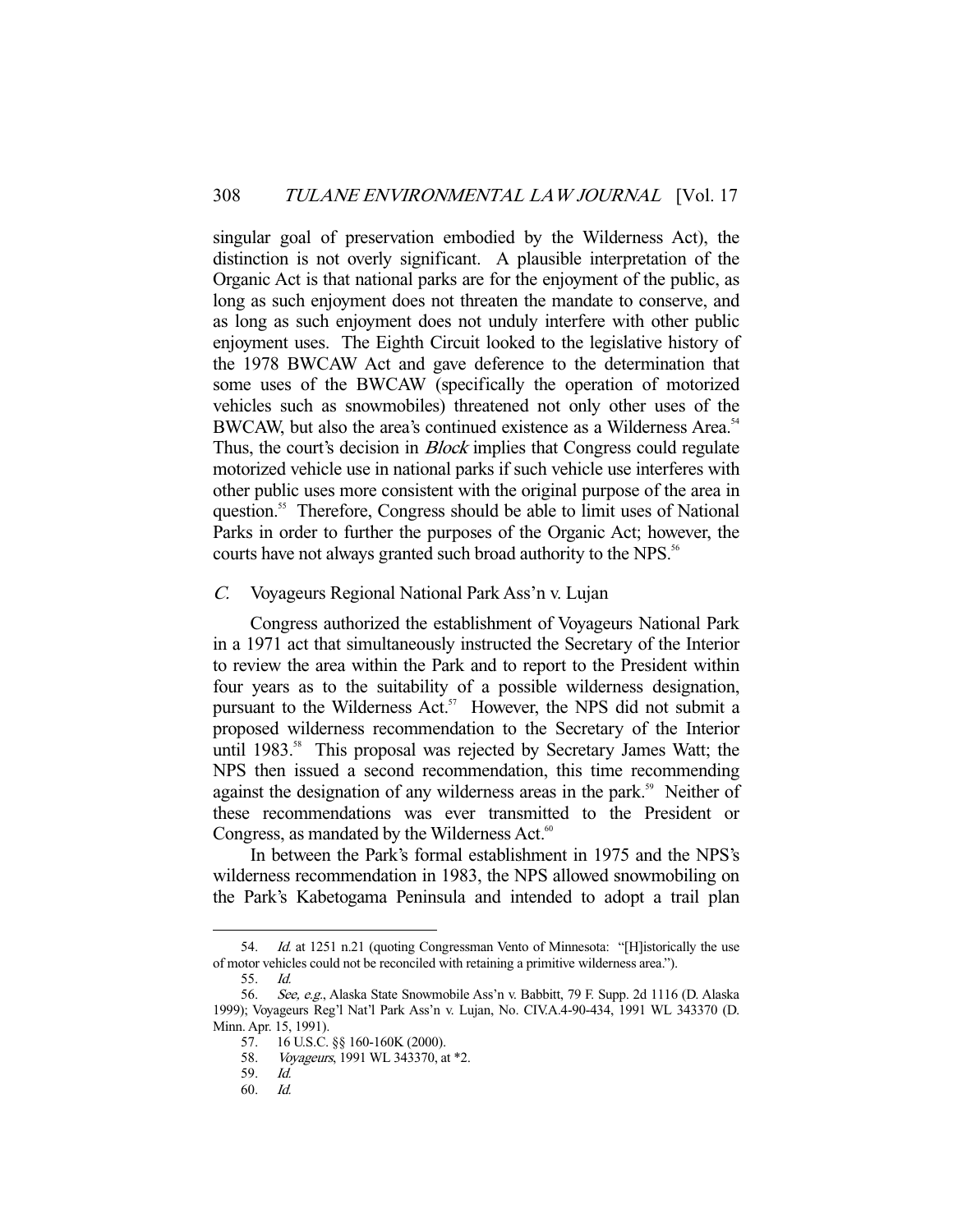singular goal of preservation embodied by the Wilderness Act), the distinction is not overly significant. A plausible interpretation of the Organic Act is that national parks are for the enjoyment of the public, as long as such enjoyment does not threaten the mandate to conserve, and as long as such enjoyment does not unduly interfere with other public enjoyment uses. The Eighth Circuit looked to the legislative history of the 1978 BWCAW Act and gave deference to the determination that some uses of the BWCAW (specifically the operation of motorized vehicles such as snowmobiles) threatened not only other uses of the BWCAW, but also the area's continued existence as a Wilderness Area.[54] Thus, the court's decision in *Block* implies that Congress could regulate motorized vehicle use in national parks if such vehicle use interferes with other public uses more consistent with the original purpose of the area in question.[55] Therefore, Congress should be able to limit uses of National Parks in order to further the purposes of the Organic Act; however, the courts have not always granted such broad authority to the NPS.[56]

### *C.* Voyageurs Regional National Park Ass'n v. Lujan

Congress authorized the establishment of Voyageurs National Park in a 1971 act that simultaneously instructed the Secretary of the Interior to review the area within the Park and to report to the President within four years as to the suitability of a possible wilderness designation, pursuant to the Wilderness Act.[57] However, the NPS did not submit a proposed wilderness recommendation to the Secretary of the Interior until 1983.[58] This proposal was rejected by Secretary James Watt; the NPS then issued a second recommendation, this time recommending against the designation of any wilderness areas in the park.[59] Neither of these recommendations was ever transmitted to the President or Congress, as mandated by the Wilderness Act.[60]

In between the Park's formal establishment in 1975 and the NPS's wilderness recommendation in 1983, the NPS allowed snowmobiling on the Park's Kabetogama Peninsula and intended to adopt a trail plan

---

54. *Id.* at 1251 n.21 (quoting Congressman Vento of Minnesota: "[H]istorically the use of motor vehicles could not be reconciled with retaining a primitive wilderness area.").

55. *Id.*

56. *See, e.g.*, Alaska State Snowmobile Ass'n v. Babbitt, 79 F. Supp. 2d 1116 (D. Alaska 1999); Voyageurs Reg'l Nat'l Park Ass'n v. Lujan, No. CIV.A.4-90-434, 1991 WL 343370 (D. Minn. Apr. 15, 1991).

57. 16 U.S.C. §§ 160-160K (2000).

58. *Voyageurs*, 1991 WL 343370, at *2.

59. *Id.*

60. *Id.*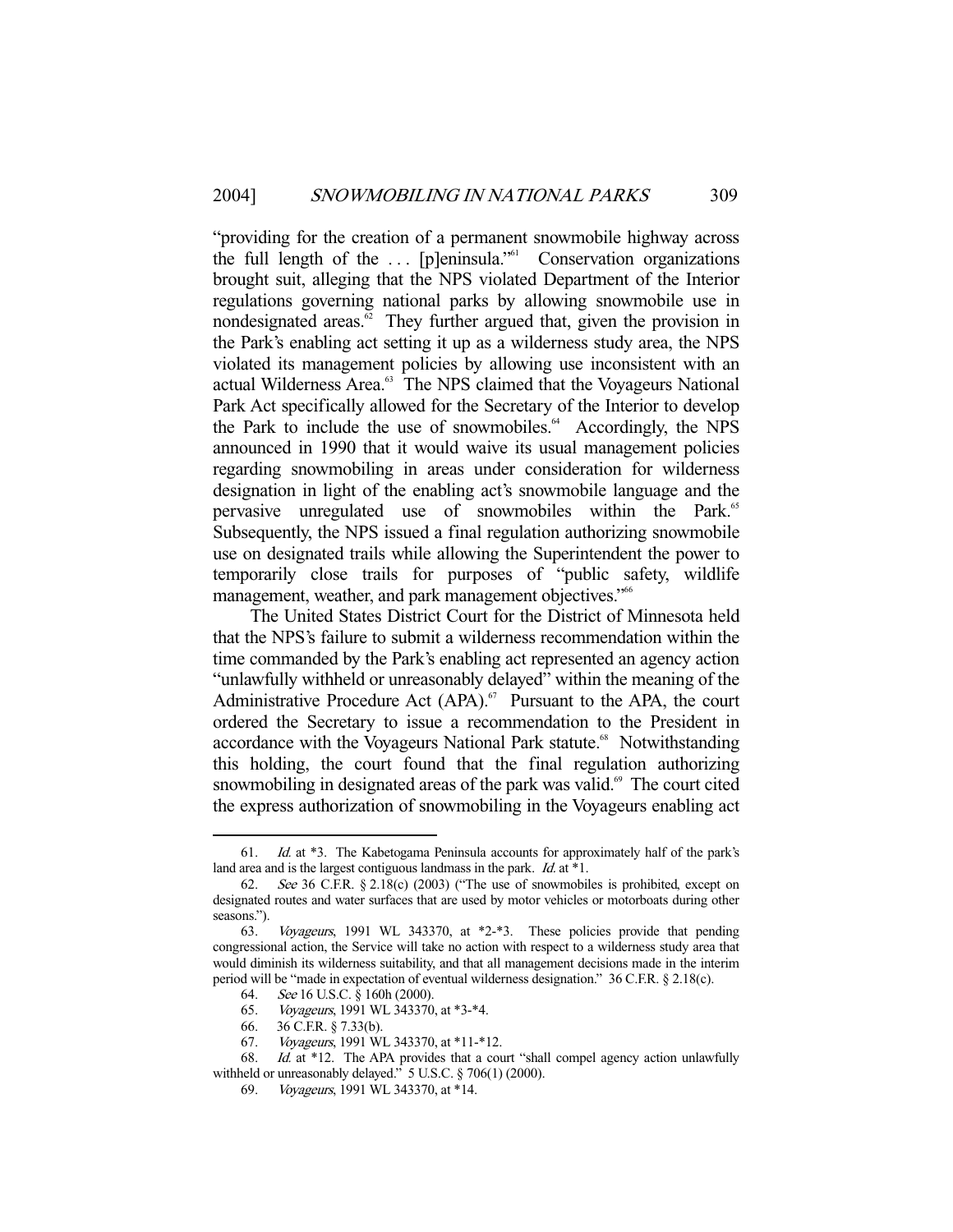"providing for the creation of a permanent snowmobile highway across the full length of the . . . [p]eninsula."[61] Conservation organizations brought suit, alleging that the NPS violated Department of the Interior regulations governing national parks by allowing snowmobile use in nondesignated areas.[62] They further argued that, given the provision in the Park's enabling act setting it up as a wilderness study area, the NPS violated its management policies by allowing use inconsistent with an actual Wilderness Area.[63] The NPS claimed that the Voyageurs National Park Act specifically allowed for the Secretary of the Interior to develop the Park to include the use of snowmobiles.[64] Accordingly, the NPS announced in 1990 that it would waive its usual management policies regarding snowmobiling in areas under consideration for wilderness designation in light of the enabling act's snowmobile language and the pervasive unregulated use of snowmobiles within the Park.[65] Subsequently, the NPS issued a final regulation authorizing snowmobile use on designated trails while allowing the Superintendent the power to temporarily close trails for purposes of "public safety, wildlife management, weather, and park management objectives."[66]

The United States District Court for the District of Minnesota held that the NPS's failure to submit a wilderness recommendation within the time commanded by the Park's enabling act represented an agency action "unlawfully withheld or unreasonably delayed" within the meaning of the Administrative Procedure Act (APA).[67] Pursuant to the APA, the court ordered the Secretary to issue a recommendation to the President in accordance with the Voyageurs National Park statute.[68] Notwithstanding this holding, the court found that the final regulation authorizing snowmobiling in designated areas of the park was valid.[69] The court cited the express authorization of snowmobiling in the Voyageurs enabling act

---

61. *Id.* at *3. The Kabetogama Peninsula accounts for approximately half of the park's land area and is the largest contiguous landmass in the park. *Id.* at *1.

62. *See* 36 C.F.R. § 2.18(c) (2003) ("The use of snowmobiles is prohibited, except on designated routes and water surfaces that are used by motor vehicles or motorboats during other seasons.").

63. *Voyageurs*, 1991 WL 343370, at *2-*3. These policies provide that pending congressional action, the Service will take no action with respect to a wilderness study area that would diminish its wilderness suitability, and that all management decisions made in the interim period will be "made in expectation of eventual wilderness designation." 36 C.F.R. § 2.18(c).

64. *See* 16 U.S.C. § 160h (2000).

65. *Voyageurs*, 1991 WL 343370, at *3-*4.

66. 36 C.F.R. § 7.33(b).

67. *Voyageurs*, 1991 WL 343370, at *11-*12.

68. *Id.* at *12. The APA provides that a court "shall compel agency action unlawfully withheld or unreasonably delayed." 5 U.S.C. § 706(1) (2000).

69. *Voyageurs*, 1991 WL 343370, at *14.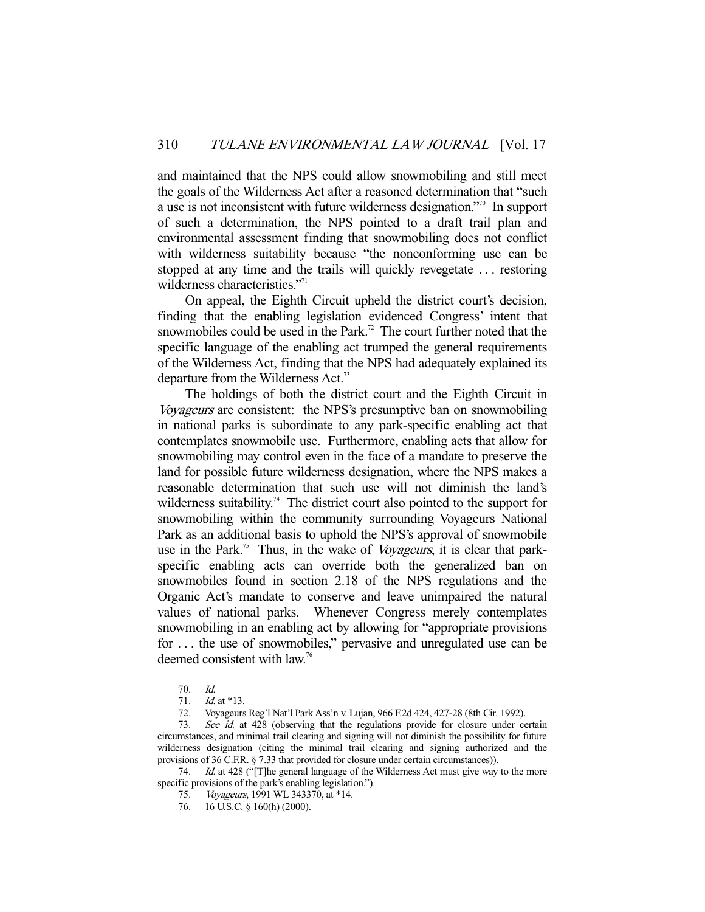and maintained that the NPS could allow snowmobiling and still meet the goals of the Wilderness Act after a reasoned determination that "such a use is not inconsistent with future wilderness designation."[70] In support of such a determination, the NPS pointed to a draft trail plan and environmental assessment finding that snowmobiling does not conflict with wilderness suitability because "the nonconforming use can be stopped at any time and the trails will quickly revegetate . . . restoring wilderness characteristics."[71]

On appeal, the Eighth Circuit upheld the district court's decision, finding that the enabling legislation evidenced Congress' intent that snowmobiles could be used in the Park.[72] The court further noted that the specific language of the enabling act trumped the general requirements of the Wilderness Act, finding that the NPS had adequately explained its departure from the Wilderness Act.[73]

The holdings of both the district court and the Eighth Circuit in *Voyageurs* are consistent: the NPS's presumptive ban on snowmobiling in national parks is subordinate to any park-specific enabling act that contemplates snowmobile use. Furthermore, enabling acts that allow for snowmobiling may control even in the face of a mandate to preserve the land for possible future wilderness designation, where the NPS makes a reasonable determination that such use will not diminish the land's wilderness suitability.[74] The district court also pointed to the support for snowmobiling within the community surrounding Voyageurs National Park as an additional basis to uphold the NPS's approval of snowmobile use in the Park.[75] Thus, in the wake of *Voyageurs*, it is clear that park-specific enabling acts can override both the generalized ban on snowmobiles found in section 2.18 of the NPS regulations and the Organic Act's mandate to conserve and leave unimpaired the natural values of national parks. Whenever Congress merely contemplates snowmobiling in an enabling act by allowing for "appropriate provisions for . . . the use of snowmobiles," pervasive and unregulated use can be deemed consistent with law.[76]

---

70. *Id.*

71. *Id.* at *13.

72. Voyageurs Reg'l Nat'l Park Ass'n v. Lujan, 966 F.2d 424, 427-28 (8th Cir. 1992).

73. *See id.* at 428 (observing that the regulations provide for closure under certain circumstances, and minimal trail clearing and signing will not diminish the possibility for future wilderness designation (citing the minimal trail clearing and signing authorized and the provisions of 36 C.F.R. § 7.33 that provided for closure under certain circumstances)).

74. *Id.* at 428 ("[T]he general language of the Wilderness Act must give way to the more specific provisions of the park's enabling legislation.").

75. *Voyageurs*, 1991 WL 343370, at *14.

76. 16 U.S.C. § 160(h) (2000).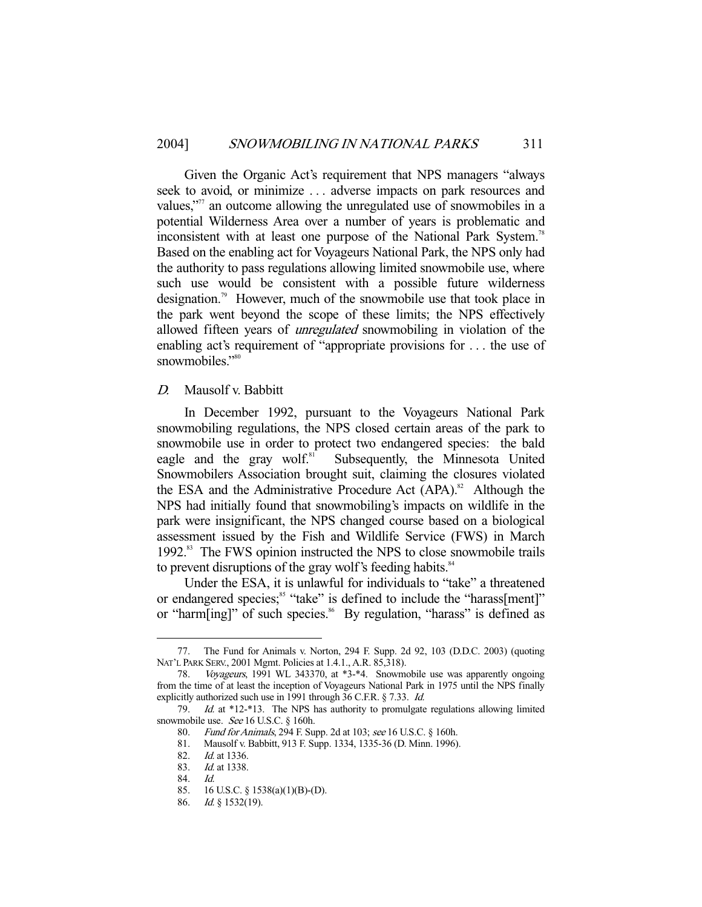Given the Organic Act's requirement that NPS managers "always seek to avoid, or minimize . . . adverse impacts on park resources and values,"[77] an outcome allowing the unregulated use of snowmobiles in a potential Wilderness Area over a number of years is problematic and inconsistent with at least one purpose of the National Park System.[78] Based on the enabling act for Voyageurs National Park, the NPS only had the authority to pass regulations allowing limited snowmobile use, where such use would be consistent with a possible future wilderness designation.[79] However, much of the snowmobile use that took place in the park went beyond the scope of these limits; the NPS effectively allowed fifteen years of *unregulated* snowmobiling in violation of the enabling act's requirement of "appropriate provisions for . . . the use of snowmobiles."[80]

### *D.* Mausolf v. Babbitt

In December 1992, pursuant to the Voyageurs National Park snowmobiling regulations, the NPS closed certain areas of the park to snowmobile use in order to protect two endangered species: the bald eagle and the gray wolf.[81] Subsequently, the Minnesota United Snowmobilers Association brought suit, claiming the closures violated the ESA and the Administrative Procedure Act (APA).[82] Although the NPS had initially found that snowmobiling's impacts on wildlife in the park were insignificant, the NPS changed course based on a biological assessment issued by the Fish and Wildlife Service (FWS) in March 1992.[83] The FWS opinion instructed the NPS to close snowmobile trails to prevent disruptions of the gray wolf's feeding habits.[84]

Under the ESA, it is unlawful for individuals to "take" a threatened or endangered species;[85] "take" is defined to include the "harass[ment]" or "harm[ing]" of such species.[86] By regulation, "harass" is defined as

---

77. The Fund for Animals v. Norton, 294 F. Supp. 2d 92, 103 (D.D.C. 2003) (quoting NAT'L PARK SERV., 2001 Mgmt. Policies at 1.4.1., A.R. 85,318).

78. *Voyageurs*, 1991 WL 343370, at *3-*4. Snowmobile use was apparently ongoing from the time of at least the inception of Voyageurs National Park in 1975 until the NPS finally explicitly authorized such use in 1991 through 36 C.F.R. § 7.33. *Id.*

79. *Id.* at *12-*13. The NPS has authority to promulgate regulations allowing limited snowmobile use. *See* 16 U.S.C. § 160h.

80. *Fund for Animals*, 294 F. Supp. 2d at 103; *see* 16 U.S.C. § 160h.

81. Mausolf v. Babbitt, 913 F. Supp. 1334, 1335-36 (D. Minn. 1996).

82. *Id.* at 1336.

83. *Id.* at 1338.

84. *Id.*

85. 16 U.S.C. § 1538(a)(1)(B)-(D).

86. *Id.* § 1532(19).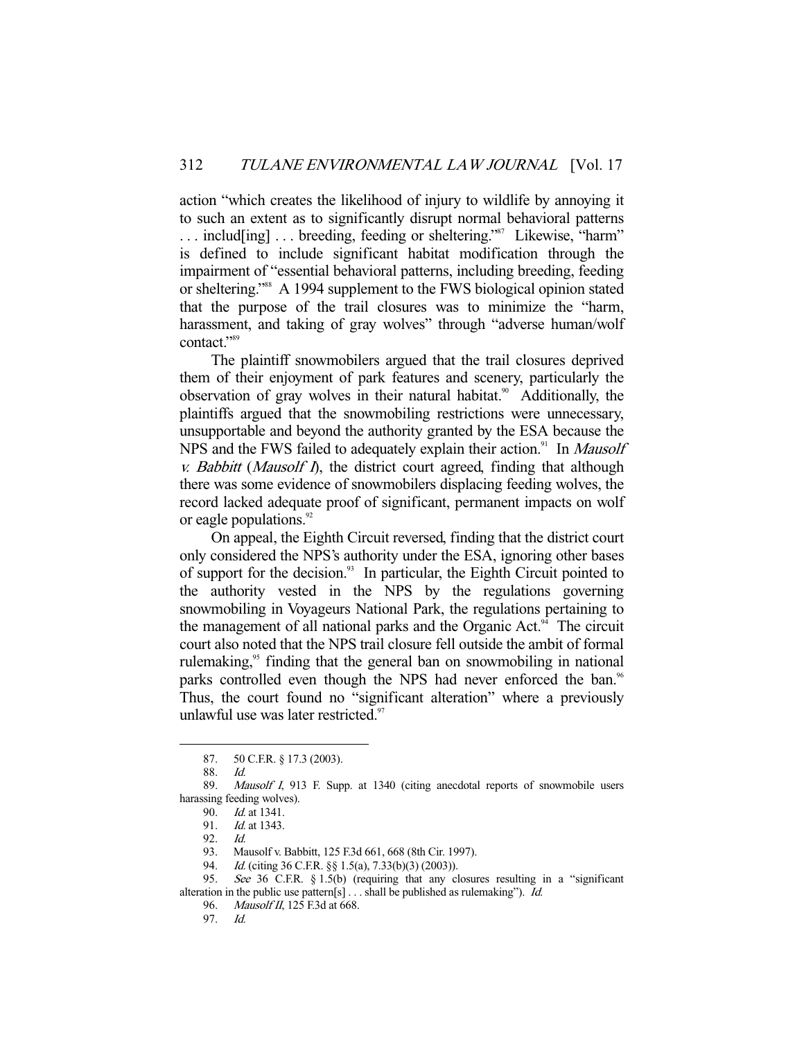action "which creates the likelihood of injury to wildlife by annoying it to such an extent as to significantly disrupt normal behavioral patterns . . . includ[ing] . . . breeding, feeding or sheltering."[87] Likewise, "harm" is defined to include significant habitat modification through the impairment of "essential behavioral patterns, including breeding, feeding or sheltering."[88] A 1994 supplement to the FWS biological opinion stated that the purpose of the trail closures was to minimize the "harm, harassment, and taking of gray wolves" through "adverse human/wolf contact."[89]

The plaintiff snowmobilers argued that the trail closures deprived them of their enjoyment of park features and scenery, particularly the observation of gray wolves in their natural habitat.[90] Additionally, the plaintiffs argued that the snowmobiling restrictions were unnecessary, unsupportable and beyond the authority granted by the ESA because the NPS and the FWS failed to adequately explain their action.[91] In *Mausolf v. Babbitt* (*Mausolf I*), the district court agreed, finding that although there was some evidence of snowmobilers displacing feeding wolves, the record lacked adequate proof of significant, permanent impacts on wolf or eagle populations.[92]

On appeal, the Eighth Circuit reversed, finding that the district court only considered the NPS's authority under the ESA, ignoring other bases of support for the decision.[93] In particular, the Eighth Circuit pointed to the authority vested in the NPS by the regulations governing snowmobiling in Voyageurs National Park, the regulations pertaining to the management of all national parks and the Organic Act.[94] The circuit court also noted that the NPS trail closure fell outside the ambit of formal rulemaking,[95] finding that the general ban on snowmobiling in national parks controlled even though the NPS had never enforced the ban.[96] Thus, the court found no "significant alteration" where a previously unlawful use was later restricted.[97]

---

87. 50 C.F.R. § 17.3 (2003).

88. *Id.*

89. *Mausolf I*, 913 F. Supp. at 1340 (citing anecdotal reports of snowmobile users harassing feeding wolves).

90. *Id.* at 1341.

91. *Id.* at 1343.

92. *Id.*

93. Mausolf v. Babbitt, 125 F.3d 661, 668 (8th Cir. 1997).

94. *Id.* (citing 36 C.F.R. §§ 1.5(a), 7.33(b)(3) (2003)).

95. *See* 36 C.F.R. § 1.5(b) (requiring that any closures resulting in a "significant alteration in the public use pattern[s] . . . shall be published as rulemaking"). *Id.*

96. *Mausolf II*, 125 F.3d at 668.

97. *Id.*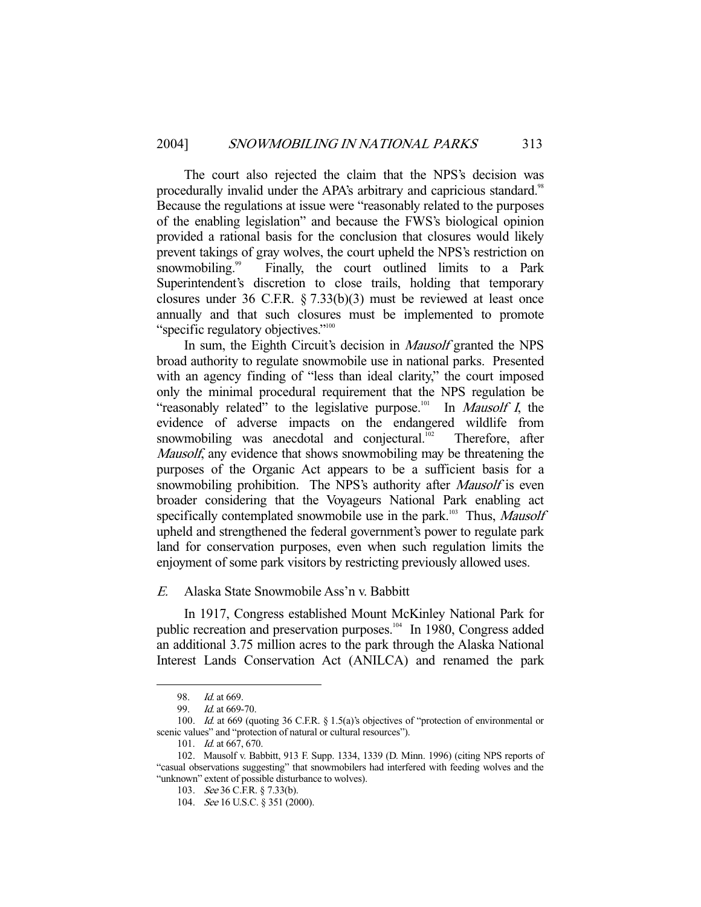The court also rejected the claim that the NPS's decision was procedurally invalid under the APA's arbitrary and capricious standard.[98] Because the regulations at issue were "reasonably related to the purposes of the enabling legislation" and because the FWS's biological opinion provided a rational basis for the conclusion that closures would likely prevent takings of gray wolves, the court upheld the NPS's restriction on snowmobiling.[99] Finally, the court outlined limits to a Park Superintendent's discretion to close trails, holding that temporary closures under 36 C.F.R. § 7.33(b)(3) must be reviewed at least once annually and that such closures must be implemented to promote "specific regulatory objectives."[100]

In sum, the Eighth Circuit's decision in *Mausolf* granted the NPS broad authority to regulate snowmobile use in national parks. Presented with an agency finding of "less than ideal clarity," the court imposed only the minimal procedural requirement that the NPS regulation be "reasonably related" to the legislative purpose.[101] In *Mausolf I*, the evidence of adverse impacts on the endangered wildlife from snowmobiling was anecdotal and conjectural.[102] Therefore, after *Mausolf*, any evidence that shows snowmobiling may be threatening the purposes of the Organic Act appears to be a sufficient basis for a snowmobiling prohibition. The NPS's authority after *Mausolf* is even broader considering that the Voyageurs National Park enabling act specifically contemplated snowmobile use in the park.[103] Thus, *Mausolf* upheld and strengthened the federal government's power to regulate park land for conservation purposes, even when such regulation limits the enjoyment of some park visitors by restricting previously allowed uses.

### *E.* Alaska State Snowmobile Ass'n v. Babbitt

In 1917, Congress established Mount McKinley National Park for public recreation and preservation purposes.[104] In 1980, Congress added an additional 3.75 million acres to the park through the Alaska National Interest Lands Conservation Act (ANILCA) and renamed the park

---

98. *Id.* at 669.

99. *Id.* at 669-70.

100. *Id.* at 669 (quoting 36 C.F.R. § 1.5(a)'s objectives of "protection of environmental or scenic values" and "protection of natural or cultural resources").

101. *Id.* at 667, 670.

102. Mausolf v. Babbitt, 913 F. Supp. 1334, 1339 (D. Minn. 1996) (citing NPS reports of "casual observations suggesting" that snowmobilers had interfered with feeding wolves and the "unknown" extent of possible disturbance to wolves).

103. *See* 36 C.F.R. § 7.33(b).

104. *See* 16 U.S.C. § 351 (2000).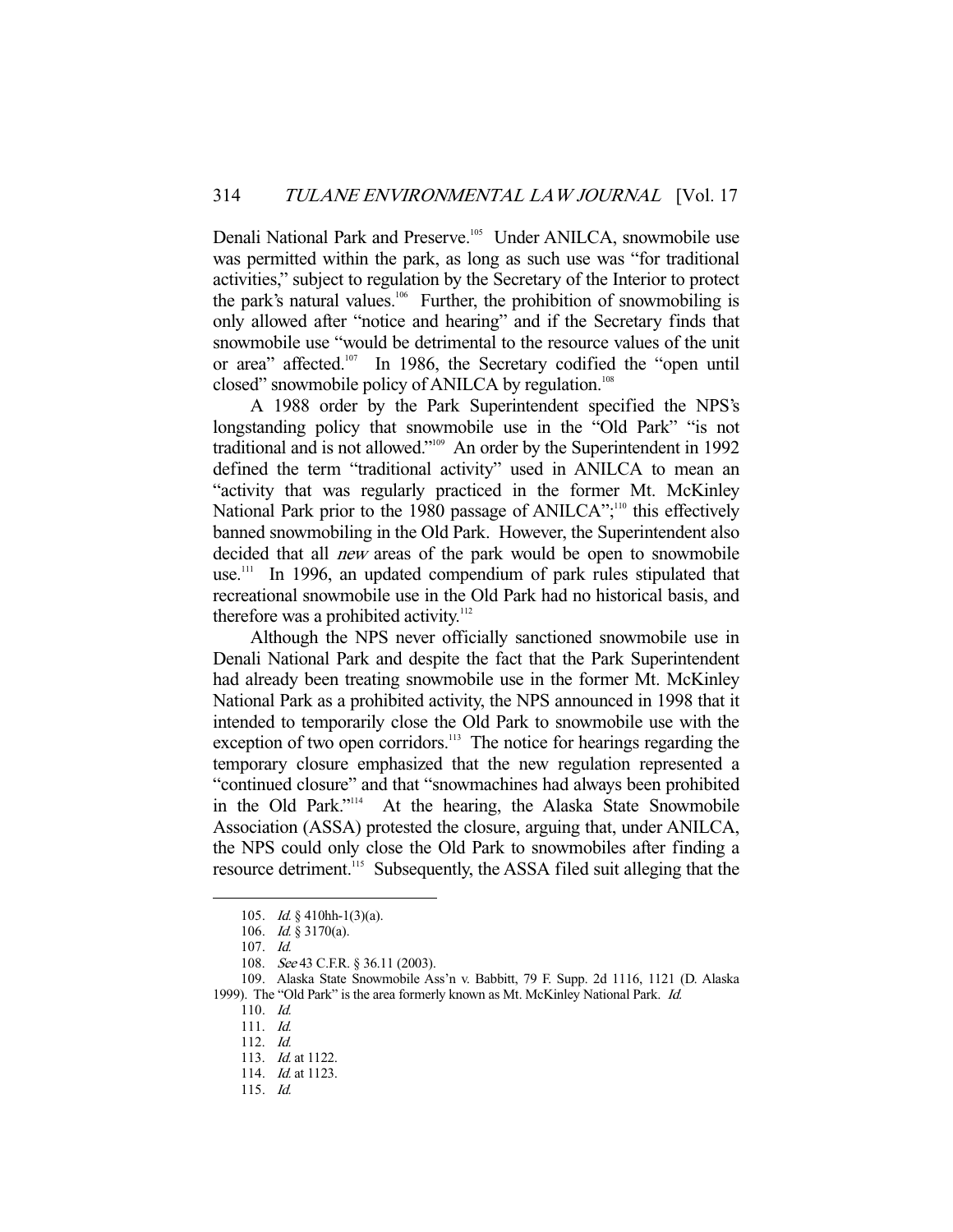Denali National Park and Preserve.[105] Under ANILCA, snowmobile use was permitted within the park, as long as such use was "for traditional activities," subject to regulation by the Secretary of the Interior to protect the park's natural values.[106] Further, the prohibition of snowmobiling is only allowed after "notice and hearing" and if the Secretary finds that snowmobile use "would be detrimental to the resource values of the unit or area" affected.[107] In 1986, the Secretary codified the "open until closed" snowmobile policy of ANILCA by regulation.[108]

A 1988 order by the Park Superintendent specified the NPS's longstanding policy that snowmobile use in the "Old Park" "is not traditional and is not allowed."[109] An order by the Superintendent in 1992 defined the term "traditional activity" used in ANILCA to mean an "activity that was regularly practiced in the former Mt. McKinley National Park prior to the 1980 passage of ANILCA";[110] this effectively banned snowmobiling in the Old Park. However, the Superintendent also decided that all *new* areas of the park would be open to snowmobile use.[111] In 1996, an updated compendium of park rules stipulated that recreational snowmobile use in the Old Park had no historical basis, and therefore was a prohibited activity.[112]

Although the NPS never officially sanctioned snowmobile use in Denali National Park and despite the fact that the Park Superintendent had already been treating snowmobile use in the former Mt. McKinley National Park as a prohibited activity, the NPS announced in 1998 that it intended to temporarily close the Old Park to snowmobile use with the exception of two open corridors.[113] The notice for hearings regarding the temporary closure emphasized that the new regulation represented a "continued closure" and that "snowmachines had always been prohibited in the Old Park."[114] At the hearing, the Alaska State Snowmobile Association (ASSA) protested the closure, arguing that, under ANILCA, the NPS could only close the Old Park to snowmobiles after finding a resource detriment.[115] Subsequently, the ASSA filed suit alleging that the

---

105. *Id.* § 410hh-1(3)(a).

106. *Id.* § 3170(a).

107. *Id.*

108. *See* 43 C.F.R. § 36.11 (2003).

109. Alaska State Snowmobile Ass'n v. Babbitt, 79 F. Supp. 2d 1116, 1121 (D. Alaska 1999). The "Old Park" is the area formerly known as Mt. McKinley National Park. *Id.*

110. *Id.*

111. *Id.*

112. *Id.*

113. *Id.* at 1122.

114. *Id.* at 1123.

115. *Id.*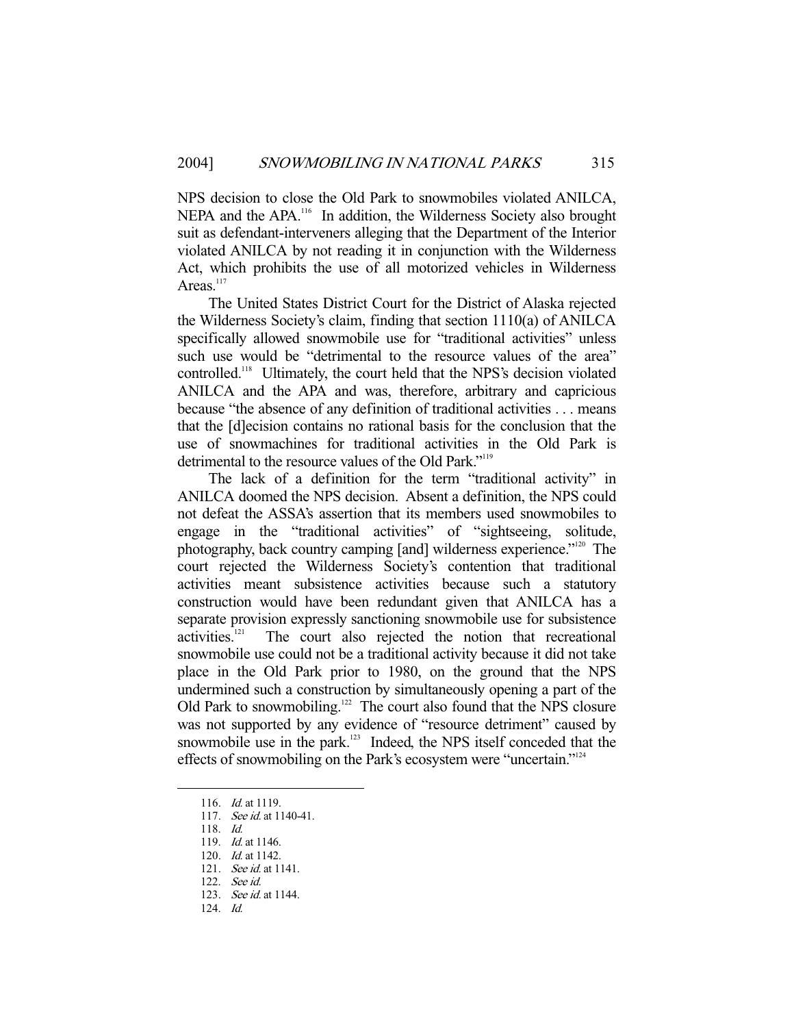NPS decision to close the Old Park to snowmobiles violated ANILCA, NEPA and the APA.[116] In addition, the Wilderness Society also brought suit as defendant-interveners alleging that the Department of the Interior violated ANILCA by not reading it in conjunction with the Wilderness Act, which prohibits the use of all motorized vehicles in Wilderness Areas.[117]

The United States District Court for the District of Alaska rejected the Wilderness Society's claim, finding that section 1110(a) of ANILCA specifically allowed snowmobile use for "traditional activities" unless such use would be "detrimental to the resource values of the area" controlled.[118] Ultimately, the court held that the NPS's decision violated ANILCA and the APA and was, therefore, arbitrary and capricious because "the absence of any definition of traditional activities . . . means that the [d]ecision contains no rational basis for the conclusion that the use of snowmachines for traditional activities in the Old Park is detrimental to the resource values of the Old Park."[119]

The lack of a definition for the term "traditional activity" in ANILCA doomed the NPS decision. Absent a definition, the NPS could not defeat the ASSA's assertion that its members used snowmobiles to engage in the "traditional activities" of "sightseeing, solitude, photography, back country camping [and] wilderness experience."[120] The court rejected the Wilderness Society's contention that traditional activities meant subsistence activities because such a statutory construction would have been redundant given that ANILCA has a separate provision expressly sanctioning snowmobile use for subsistence activities.[121] The court also rejected the notion that recreational snowmobile use could not be a traditional activity because it did not take place in the Old Park prior to 1980, on the ground that the NPS undermined such a construction by simultaneously opening a part of the Old Park to snowmobiling.[122] The court also found that the NPS closure was not supported by any evidence of "resource detriment" caused by snowmobile use in the park.[123] Indeed, the NPS itself conceded that the effects of snowmobiling on the Park's ecosystem were "uncertain."[124]

---

116. *Id.* at 1119.
117. *See id.* at 1140-41.
118. *Id.*
119. *Id.* at 1146.
120. *Id.* at 1142.
121. *See id.* at 1141.
122. *See id.*
123. *See id.* at 1144.
124. *Id.*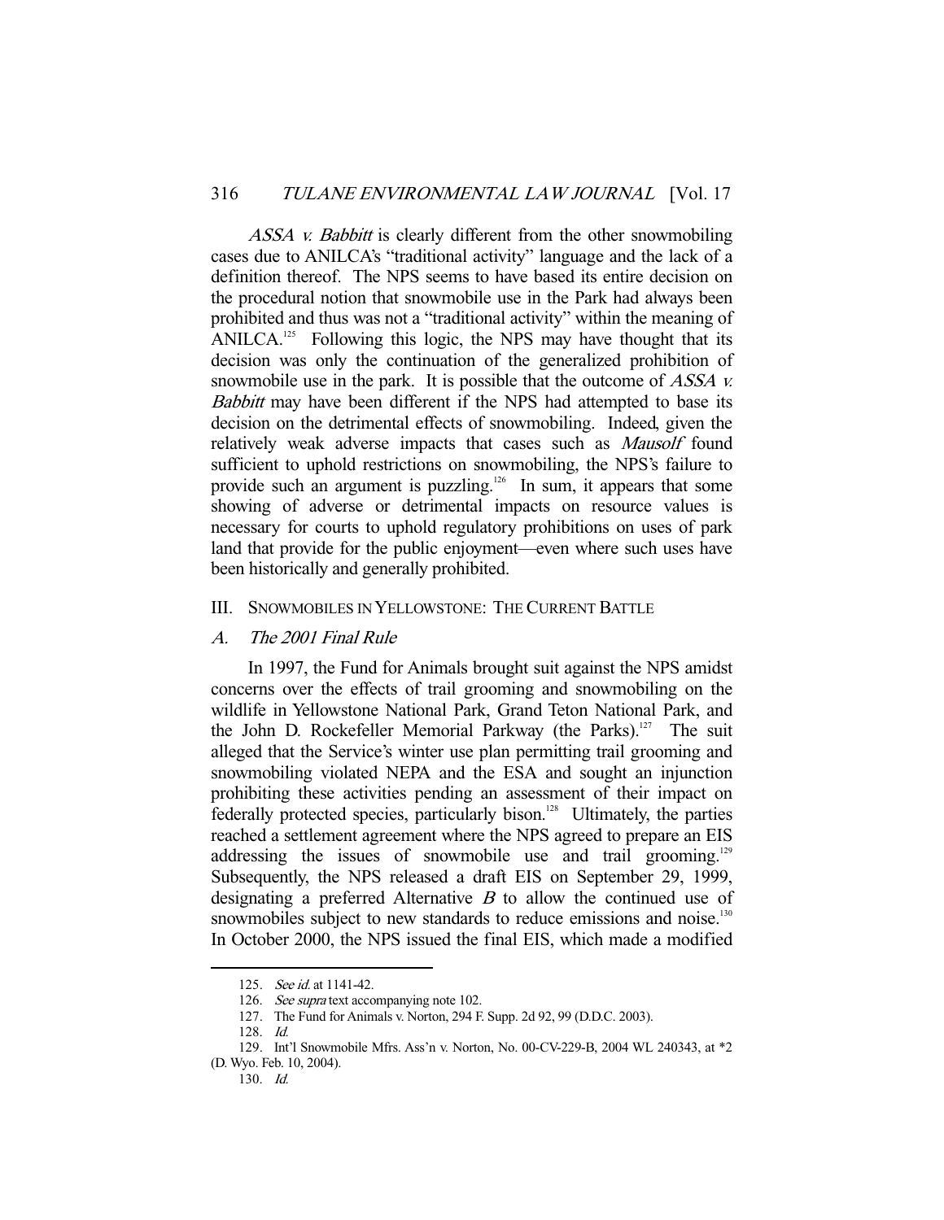*ASSA v. Babbitt* is clearly different from the other snowmobiling cases due to ANILCA's "traditional activity" language and the lack of a definition thereof. The NPS seems to have based its entire decision on the procedural notion that snowmobile use in the Park had always been prohibited and thus was not a "traditional activity" within the meaning of ANILCA.[125] Following this logic, the NPS may have thought that its decision was only the continuation of the generalized prohibition of snowmobile use in the park. It is possible that the outcome of *ASSA v. Babbitt* may have been different if the NPS had attempted to base its decision on the detrimental effects of snowmobiling. Indeed, given the relatively weak adverse impacts that cases such as *Mausolf* found sufficient to uphold restrictions on snowmobiling, the NPS's failure to provide such an argument is puzzling.[126] In sum, it appears that some showing of adverse or detrimental impacts on resource values is necessary for courts to uphold regulatory prohibitions on uses of park land that provide for the public enjoyment—even where such uses have been historically and generally prohibited.

## III. SNOWMOBILES IN YELLOWSTONE: THE CURRENT BATTLE

### *A. The 2001 Final Rule*

In 1997, the Fund for Animals brought suit against the NPS amidst concerns over the effects of trail grooming and snowmobiling on the wildlife in Yellowstone National Park, Grand Teton National Park, and the John D. Rockefeller Memorial Parkway (the Parks).[127] The suit alleged that the Service's winter use plan permitting trail grooming and snowmobiling violated NEPA and the ESA and sought an injunction prohibiting these activities pending an assessment of their impact on federally protected species, particularly bison.[128] Ultimately, the parties reached a settlement agreement where the NPS agreed to prepare an EIS addressing the issues of snowmobile use and trail grooming.[129] Subsequently, the NPS released a draft EIS on September 29, 1999, designating a preferred Alternative *B* to allow the continued use of snowmobiles subject to new standards to reduce emissions and noise.[130] In October 2000, the NPS issued the final EIS, which made a modified

---

125. *See id.* at 1141-42.

126. *See supra* text accompanying note 102.

127. The Fund for Animals v. Norton, 294 F. Supp. 2d 92, 99 (D.D.C. 2003).

128. *Id.*

129. Int'l Snowmobile Mfrs. Ass'n v. Norton, No. 00-CV-229-B, 2004 WL 240343, at *2 (D. Wyo. Feb. 10, 2004).

130. *Id.*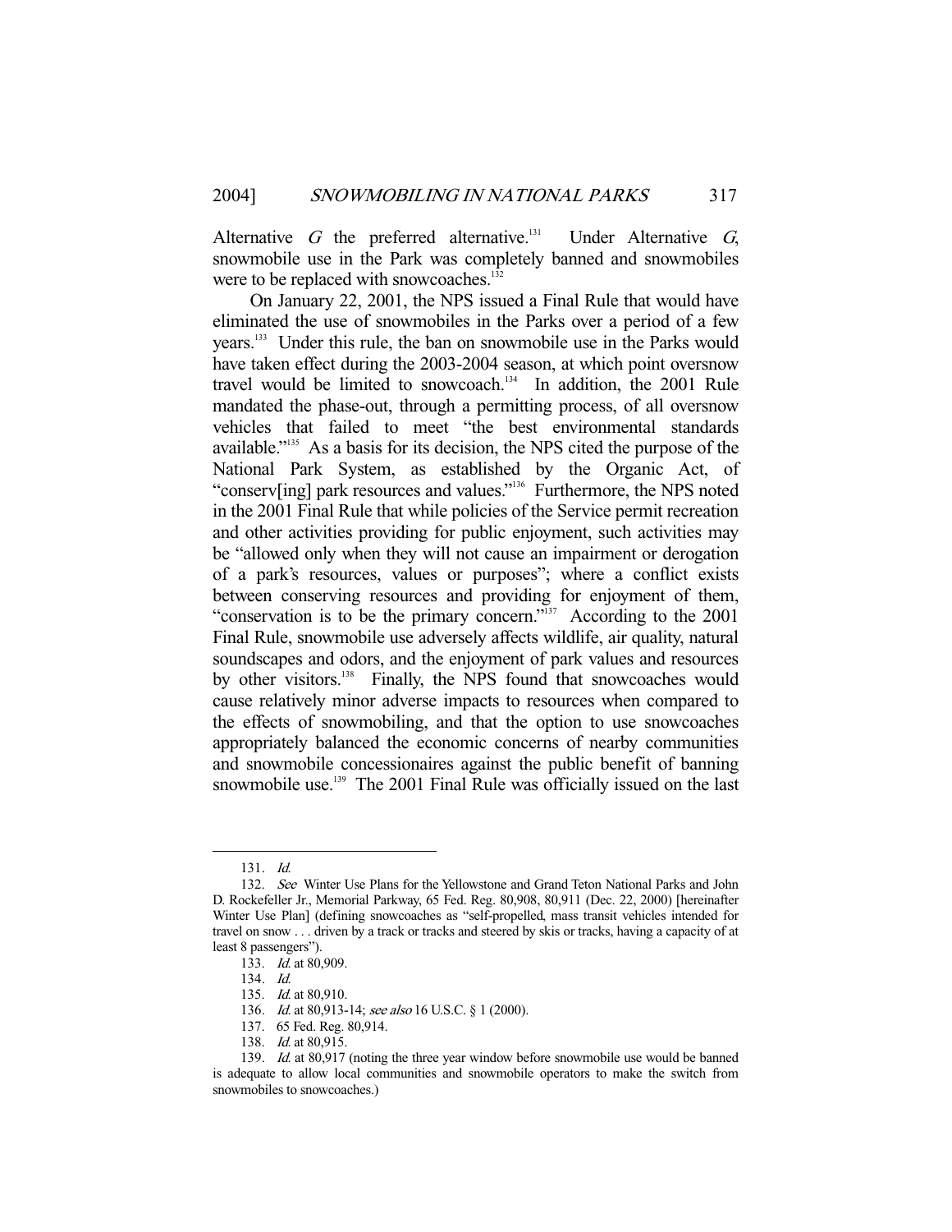Alternative *G* the preferred alternative.[131] Under Alternative *G*, snowmobile use in the Park was completely banned and snowmobiles were to be replaced with snowcoaches.[132]

On January 22, 2001, the NPS issued a Final Rule that would have eliminated the use of snowmobiles in the Parks over a period of a few years.[133] Under this rule, the ban on snowmobile use in the Parks would have taken effect during the 2003-2004 season, at which point oversnow travel would be limited to snowcoach.[134] In addition, the 2001 Rule mandated the phase-out, through a permitting process, of all oversnow vehicles that failed to meet "the best environmental standards available."[135] As a basis for its decision, the NPS cited the purpose of the National Park System, as established by the Organic Act, of "conserv[ing] park resources and values."[136] Furthermore, the NPS noted in the 2001 Final Rule that while policies of the Service permit recreation and other activities providing for public enjoyment, such activities may be "allowed only when they will not cause an impairment or derogation of a park's resources, values or purposes"; where a conflict exists between conserving resources and providing for enjoyment of them, "conservation is to be the primary concern."[137] According to the 2001 Final Rule, snowmobile use adversely affects wildlife, air quality, natural soundscapes and odors, and the enjoyment of park values and resources by other visitors.[138] Finally, the NPS found that snowcoaches would cause relatively minor adverse impacts to resources when compared to the effects of snowmobiling, and that the option to use snowcoaches appropriately balanced the economic concerns of nearby communities and snowmobile concessionaires against the public benefit of banning snowmobile use.[139] The 2001 Final Rule was officially issued on the last

---

131. *Id.*

132. *See* Winter Use Plans for the Yellowstone and Grand Teton National Parks and John D. Rockefeller Jr., Memorial Parkway, 65 Fed. Reg. 80,908, 80,911 (Dec. 22, 2000) [hereinafter Winter Use Plan] (defining snowcoaches as "self-propelled, mass transit vehicles intended for travel on snow . . . driven by a track or tracks and steered by skis or tracks, having a capacity of at least 8 passengers").

133. *Id.* at 80,909.

134. *Id.*

135. *Id.* at 80,910.

136. *Id.* at 80,913-14; *see also* 16 U.S.C. § 1 (2000).

137. 65 Fed. Reg. 80,914.

138. *Id.* at 80,915.

139. *Id.* at 80,917 (noting the three year window before snowmobile use would be banned is adequate to allow local communities and snowmobile operators to make the switch from snowmobiles to snowcoaches.)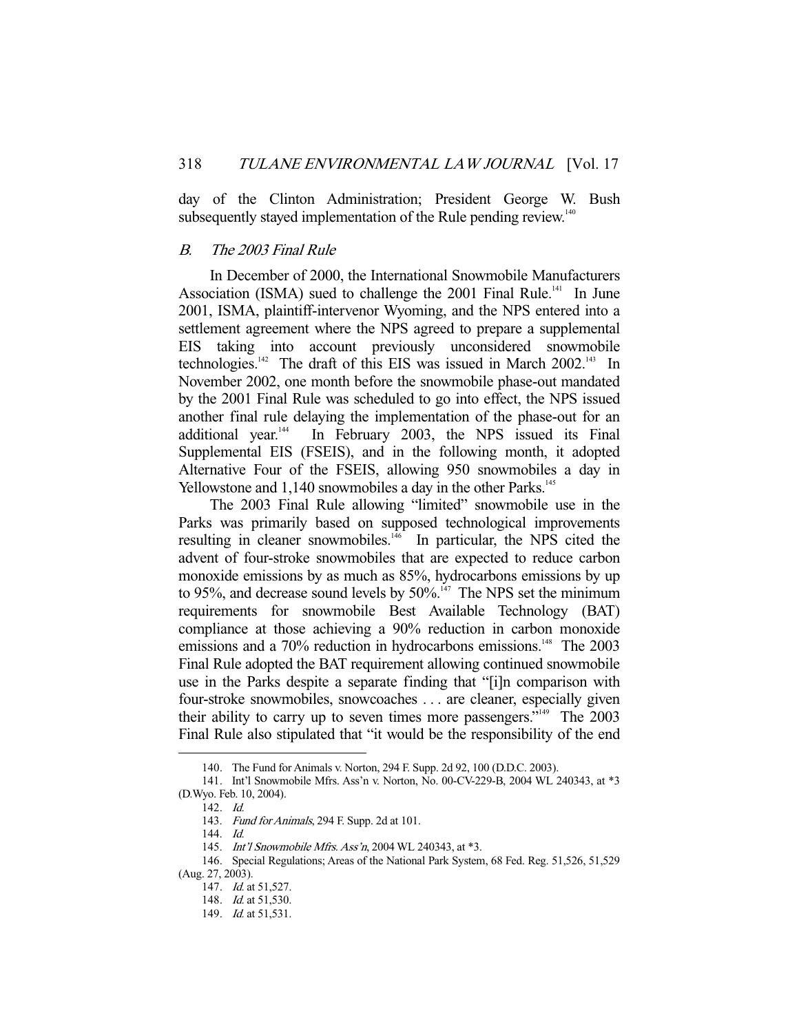day of the Clinton Administration; President George W. Bush subsequently stayed implementation of the Rule pending review.[140]

### *B. The 2003 Final Rule*

In December of 2000, the International Snowmobile Manufacturers Association (ISMA) sued to challenge the 2001 Final Rule.[141] In June 2001, ISMA, plaintiff-intervenor Wyoming, and the NPS entered into a settlement agreement where the NPS agreed to prepare a supplemental EIS taking into account previously unconsidered snowmobile technologies.[142] The draft of this EIS was issued in March 2002.[143] In November 2002, one month before the snowmobile phase-out mandated by the 2001 Final Rule was scheduled to go into effect, the NPS issued another final rule delaying the implementation of the phase-out for an additional year.[144] In February 2003, the NPS issued its Final Supplemental EIS (FSEIS), and in the following month, it adopted Alternative Four of the FSEIS, allowing 950 snowmobiles a day in Yellowstone and 1,140 snowmobiles a day in the other Parks.[145]

The 2003 Final Rule allowing "limited" snowmobile use in the Parks was primarily based on supposed technological improvements resulting in cleaner snowmobiles.[146] In particular, the NPS cited the advent of four-stroke snowmobiles that are expected to reduce carbon monoxide emissions by as much as 85%, hydrocarbons emissions by up to 95%, and decrease sound levels by 50%.[147] The NPS set the minimum requirements for snowmobile Best Available Technology (BAT) compliance at those achieving a 90% reduction in carbon monoxide emissions and a 70% reduction in hydrocarbons emissions.[148] The 2003 Final Rule adopted the BAT requirement allowing continued snowmobile use in the Parks despite a separate finding that "[i]n comparison with four-stroke snowmobiles, snowcoaches . . . are cleaner, especially given their ability to carry up to seven times more passengers."[149] The 2003 Final Rule also stipulated that "it would be the responsibility of the end

---

140. The Fund for Animals v. Norton, 294 F. Supp. 2d 92, 100 (D.D.C. 2003).

141. Int'l Snowmobile Mfrs. Ass'n v. Norton, No. 00-CV-229-B, 2004 WL 240343, at *3 (D.Wyo. Feb. 10, 2004).

142. *Id.*

143. *Fund for Animals*, 294 F. Supp. 2d at 101.

144. *Id.*

145. *Int'l Snowmobile Mfrs. Ass'n*, 2004 WL 240343, at *3.

146. Special Regulations; Areas of the National Park System, 68 Fed. Reg. 51,526, 51,529 (Aug. 27, 2003).

147. *Id.* at 51,527.

148. *Id.* at 51,530.

149. *Id.* at 51,531.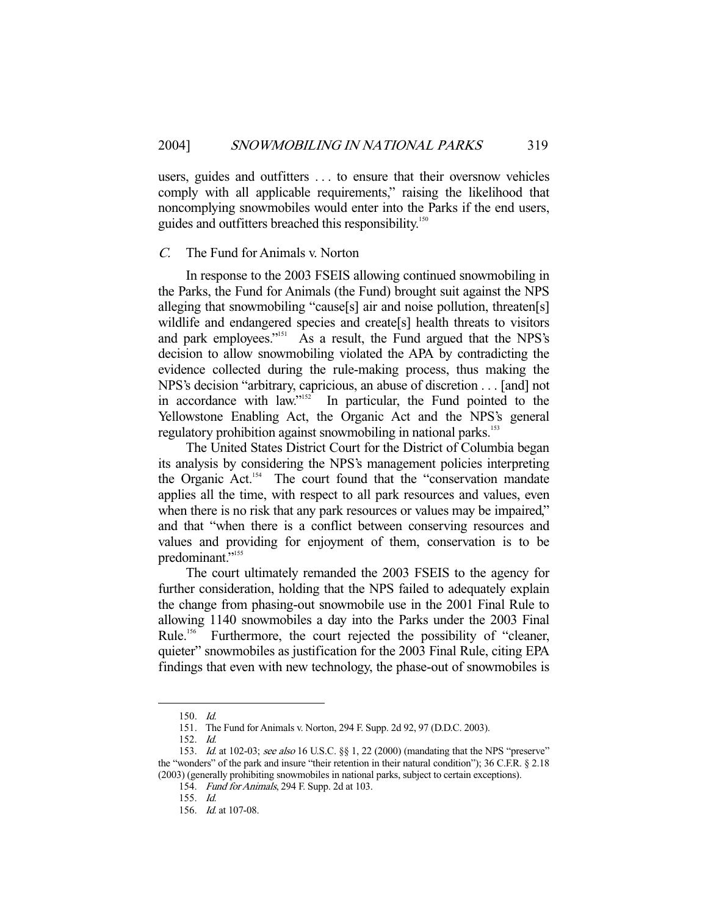users, guides and outfitters . . . to ensure that their oversnow vehicles comply with all applicable requirements," raising the likelihood that noncomplying snowmobiles would enter into the Parks if the end users, guides and outfitters breached this responsibility.[150]

### *C.* The Fund for Animals v. Norton

In response to the 2003 FSEIS allowing continued snowmobiling in the Parks, the Fund for Animals (the Fund) brought suit against the NPS alleging that snowmobiling "cause[s] air and noise pollution, threaten[s] wildlife and endangered species and create[s] health threats to visitors and park employees."[151] As a result, the Fund argued that the NPS's decision to allow snowmobiling violated the APA by contradicting the evidence collected during the rule-making process, thus making the NPS's decision "arbitrary, capricious, an abuse of discretion . . . [and] not in accordance with law."[152] In particular, the Fund pointed to the Yellowstone Enabling Act, the Organic Act and the NPS's general regulatory prohibition against snowmobiling in national parks.[153]

The United States District Court for the District of Columbia began its analysis by considering the NPS's management policies interpreting the Organic Act.[154] The court found that the "conservation mandate applies all the time, with respect to all park resources and values, even when there is no risk that any park resources or values may be impaired," and that "when there is a conflict between conserving resources and values and providing for enjoyment of them, conservation is to be predominant."[155]

The court ultimately remanded the 2003 FSEIS to the agency for further consideration, holding that the NPS failed to adequately explain the change from phasing-out snowmobile use in the 2001 Final Rule to allowing 1140 snowmobiles a day into the Parks under the 2003 Final Rule.[156] Furthermore, the court rejected the possibility of "cleaner, quieter" snowmobiles as justification for the 2003 Final Rule, citing EPA findings that even with new technology, the phase-out of snowmobiles is

---

150. *Id.*

151. The Fund for Animals v. Norton, 294 F. Supp. 2d 92, 97 (D.D.C. 2003).

152. *Id.*

153. *Id.* at 102-03; *see also* 16 U.S.C. §§ 1, 22 (2000) (mandating that the NPS "preserve" the "wonders" of the park and insure "their retention in their natural condition"); 36 C.F.R. § 2.18 (2003) (generally prohibiting snowmobiles in national parks, subject to certain exceptions).

154. *Fund for Animals*, 294 F. Supp. 2d at 103.

155. *Id.*

156. *Id.* at 107-08.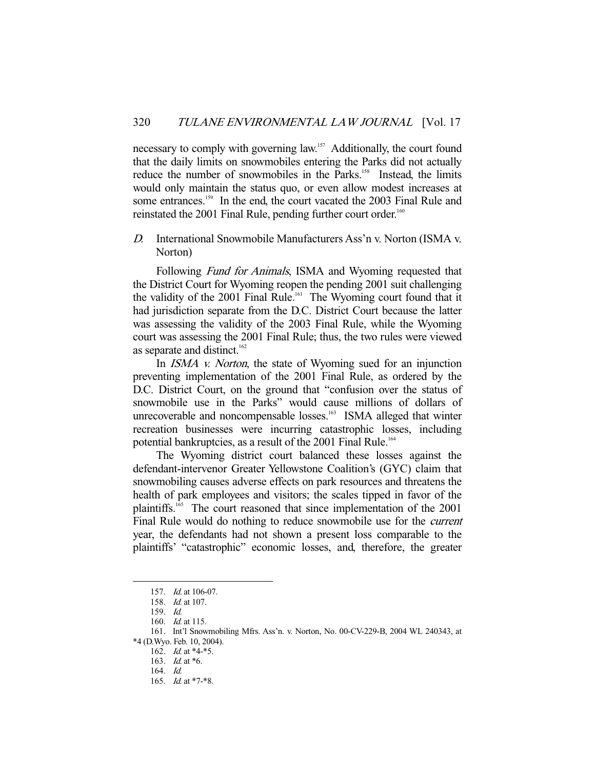necessary to comply with governing law.[157] Additionally, the court found that the daily limits on snowmobiles entering the Parks did not actually reduce the number of snowmobiles in the Parks.[158] Instead, the limits would only maintain the status quo, or even allow modest increases at some entrances.[159] In the end, the court vacated the 2003 Final Rule and reinstated the 2001 Final Rule, pending further court order.[160]

### *D.* International Snowmobile Manufacturers Ass'n v. Norton (ISMA v. Norton)

Following *Fund for Animals*, ISMA and Wyoming requested that the District Court for Wyoming reopen the pending 2001 suit challenging the validity of the 2001 Final Rule.[161] The Wyoming court found that it had jurisdiction separate from the D.C. District Court because the latter was assessing the validity of the 2003 Final Rule, while the Wyoming court was assessing the 2001 Final Rule; thus, the two rules were viewed as separate and distinct.[162]

In *ISMA v. Norton*, the state of Wyoming sued for an injunction preventing implementation of the 2001 Final Rule, as ordered by the D.C. District Court, on the ground that "confusion over the status of snowmobile use in the Parks" would cause millions of dollars of unrecoverable and noncompensable losses.[163] ISMA alleged that winter recreation businesses were incurring catastrophic losses, including potential bankruptcies, as a result of the 2001 Final Rule.[164]

The Wyoming district court balanced these losses against the defendant-intervenor Greater Yellowstone Coalition's (GYC) claim that snowmobiling causes adverse effects on park resources and threatens the health of park employees and visitors; the scales tipped in favor of the plaintiffs.[165] The court reasoned that since implementation of the 2001 Final Rule would do nothing to reduce snowmobile use for the *current* year, the defendants had not shown a present loss comparable to the plaintiffs' "catastrophic" economic losses, and, therefore, the greater

---

157. *Id.* at 106-07.

158. *Id.* at 107.

159. *Id.*

160. *Id.* at 115.

161. Int'l Snowmobiling Mfrs. Ass'n. v. Norton, No. 00-CV-229-B, 2004 WL 240343, at *4 (D.Wyo. Feb. 10, 2004).

162. *Id.* at *4-*5.

163. *Id.* at *6.

164. *Id.*

165. *Id.* at *7-*8.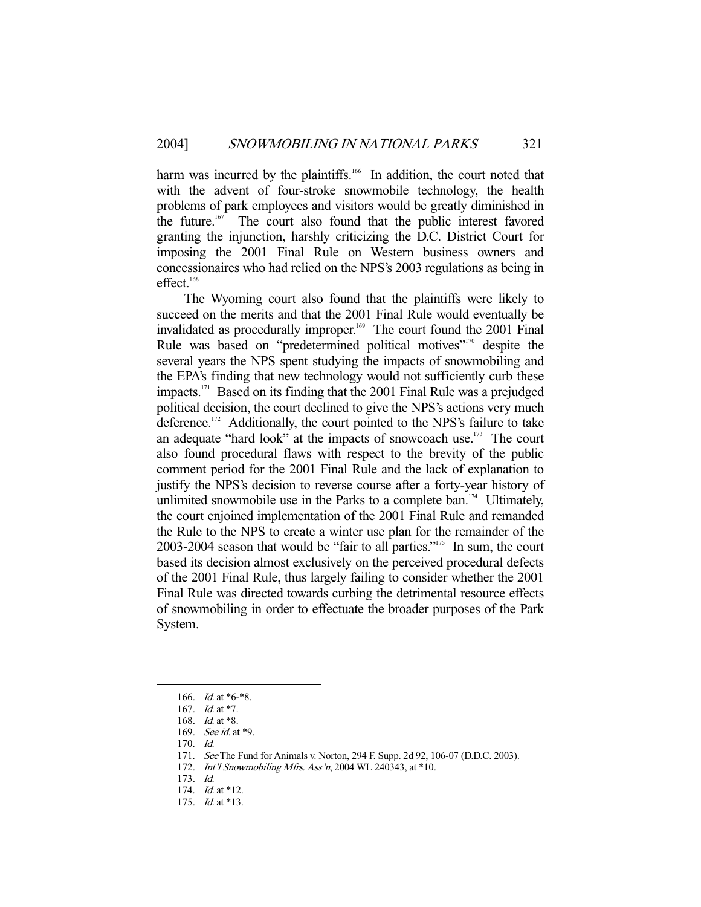harm was incurred by the plaintiffs.[166] In addition, the court noted that with the advent of four-stroke snowmobile technology, the health problems of park employees and visitors would be greatly diminished in the future.[167] The court also found that the public interest favored granting the injunction, harshly criticizing the D.C. District Court for imposing the 2001 Final Rule on Western business owners and concessionaires who had relied on the NPS's 2003 regulations as being in effect.[168]

The Wyoming court also found that the plaintiffs were likely to succeed on the merits and that the 2001 Final Rule would eventually be invalidated as procedurally improper.[169] The court found the 2001 Final Rule was based on "predetermined political motives"[170] despite the several years the NPS spent studying the impacts of snowmobiling and the EPA's finding that new technology would not sufficiently curb these impacts.[171] Based on its finding that the 2001 Final Rule was a prejudged political decision, the court declined to give the NPS's actions very much deference.[172] Additionally, the court pointed to the NPS's failure to take an adequate "hard look" at the impacts of snowcoach use.[173] The court also found procedural flaws with respect to the brevity of the public comment period for the 2001 Final Rule and the lack of explanation to justify the NPS's decision to reverse course after a forty-year history of unlimited snowmobile use in the Parks to a complete ban.[174] Ultimately, the court enjoined implementation of the 2001 Final Rule and remanded the Rule to the NPS to create a winter use plan for the remainder of the 2003-2004 season that would be "fair to all parties."[175] In sum, the court based its decision almost exclusively on the perceived procedural defects of the 2001 Final Rule, thus largely failing to consider whether the 2001 Final Rule was directed towards curbing the detrimental resource effects of snowmobiling in order to effectuate the broader purposes of the Park System.

---

166. *Id.* at *6-*8.

167. *Id.* at *7.

168. *Id.* at *8.

169. *See id.* at *9.

170. *Id.*

171. *See* The Fund for Animals v. Norton, 294 F. Supp. 2d 92, 106-07 (D.D.C. 2003).

172. *Int'l Snowmobiling Mfrs. Ass'n*, 2004 WL 240343, at *10.

173. *Id.*

174. *Id.* at *12.

175. *Id.* at *13.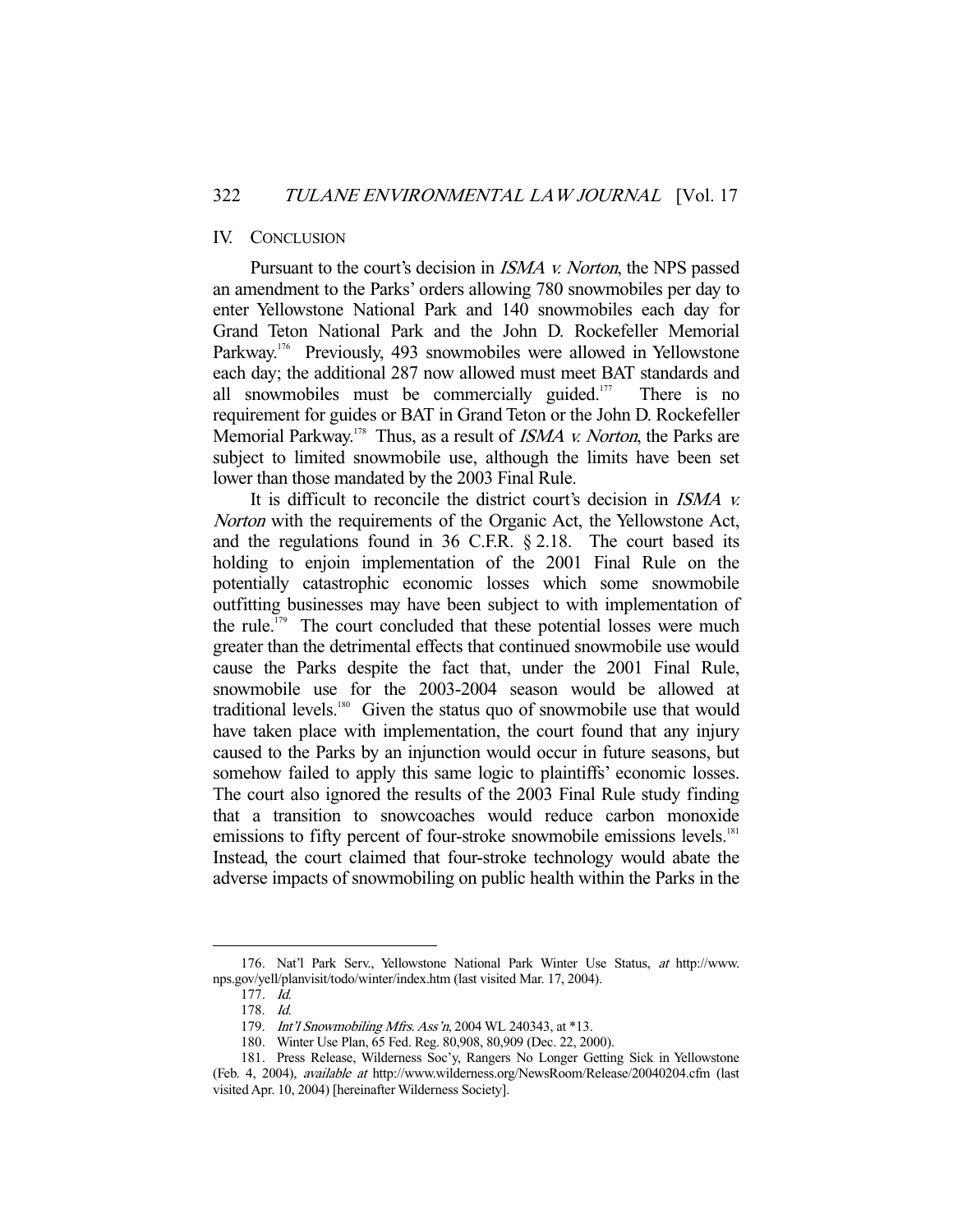## IV. CONCLUSION

Pursuant to the court's decision in *ISMA v. Norton*, the NPS passed an amendment to the Parks' orders allowing 780 snowmobiles per day to enter Yellowstone National Park and 140 snowmobiles each day for Grand Teton National Park and the John D. Rockefeller Memorial Parkway.[176] Previously, 493 snowmobiles were allowed in Yellowstone each day; the additional 287 now allowed must meet BAT standards and all snowmobiles must be commercially guided.[177] There is no requirement for guides or BAT in Grand Teton or the John D. Rockefeller Memorial Parkway.[178] Thus, as a result of *ISMA v. Norton*, the Parks are subject to limited snowmobile use, although the limits have been set lower than those mandated by the 2003 Final Rule.

It is difficult to reconcile the district court's decision in *ISMA v. Norton* with the requirements of the Organic Act, the Yellowstone Act, and the regulations found in 36 C.F.R. § 2.18. The court based its holding to enjoin implementation of the 2001 Final Rule on the potentially catastrophic economic losses which some snowmobile outfitting businesses may have been subject to with implementation of the rule.[179] The court concluded that these potential losses were much greater than the detrimental effects that continued snowmobile use would cause the Parks despite the fact that, under the 2001 Final Rule, snowmobile use for the 2003-2004 season would be allowed at traditional levels.[180] Given the status quo of snowmobile use that would have taken place with implementation, the court found that any injury caused to the Parks by an injunction would occur in future seasons, but somehow failed to apply this same logic to plaintiffs' economic losses. The court also ignored the results of the 2003 Final Rule study finding that a transition to snowcoaches would reduce carbon monoxide emissions to fifty percent of four-stroke snowmobile emissions levels.[181] Instead, the court claimed that four-stroke technology would abate the adverse impacts of snowmobiling on public health within the Parks in the

---

176. Nat'l Park Serv., Yellowstone National Park Winter Use Status, *at* http://www.nps.gov/yell/planvisit/todo/winter/index.htm (last visited Mar. 17, 2004).

177. *Id.*

178. *Id.*

179. *Int'l Snowmobiling Mfrs. Ass'n*, 2004 WL 240343, at *13.

180. Winter Use Plan, 65 Fed. Reg. 80,908, 80,909 (Dec. 22, 2000).

181. Press Release, Wilderness Soc'y, Rangers No Longer Getting Sick in Yellowstone (Feb. 4, 2004), *available at* http://www.wilderness.org/NewsRoom/Release/20040204.cfm (last visited Apr. 10, 2004) [hereinafter Wilderness Society].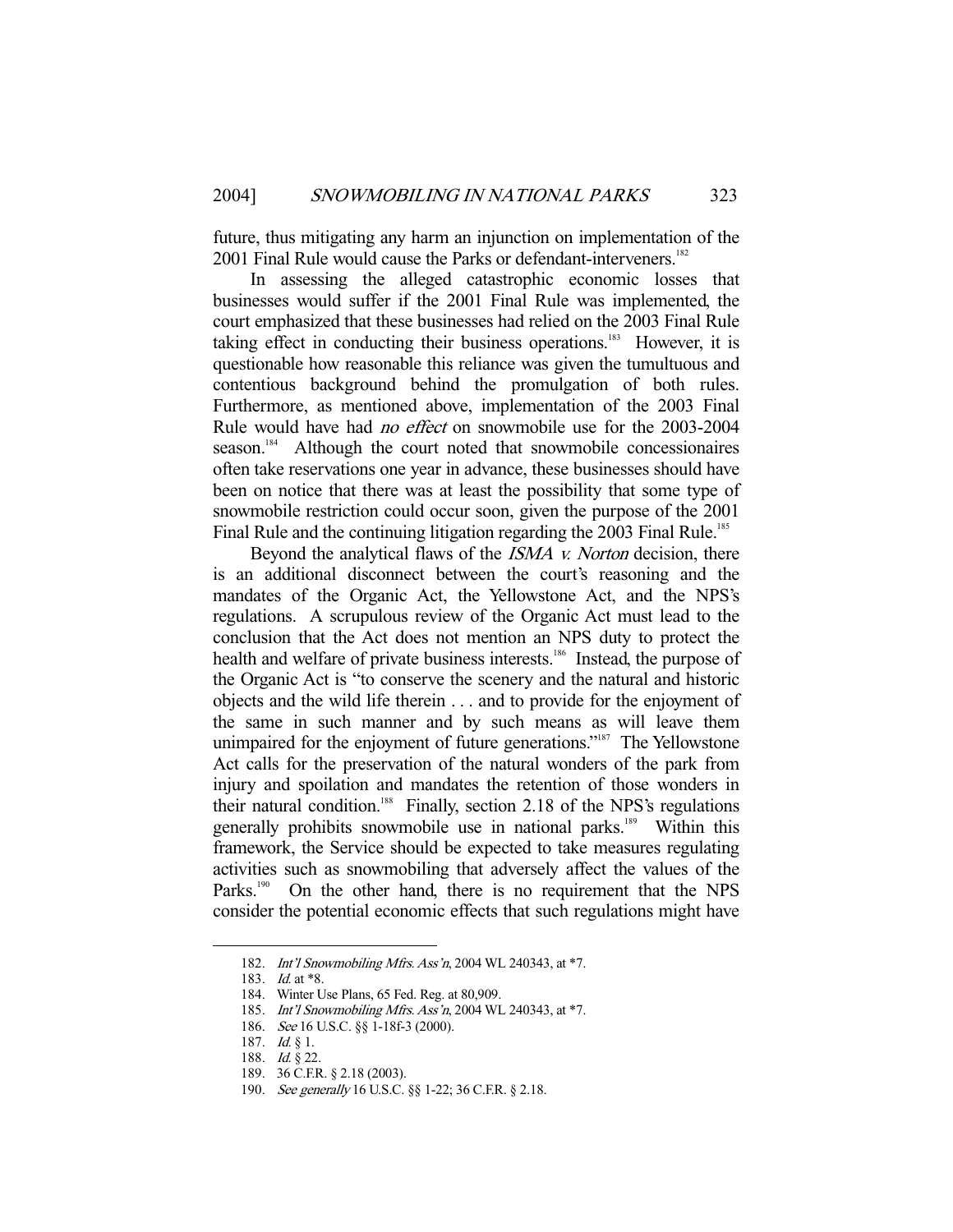future, thus mitigating any harm an injunction on implementation of the 2001 Final Rule would cause the Parks or defendant-interveners.[182]

In assessing the alleged catastrophic economic losses that businesses would suffer if the 2001 Final Rule was implemented, the court emphasized that these businesses had relied on the 2003 Final Rule taking effect in conducting their business operations.[183] However, it is questionable how reasonable this reliance was given the tumultuous and contentious background behind the promulgation of both rules. Furthermore, as mentioned above, implementation of the 2003 Final Rule would have had *no effect* on snowmobile use for the 2003-2004 season.[184] Although the court noted that snowmobile concessionaires often take reservations one year in advance, these businesses should have been on notice that there was at least the possibility that some type of snowmobile restriction could occur soon, given the purpose of the 2001 Final Rule and the continuing litigation regarding the 2003 Final Rule.[185]

Beyond the analytical flaws of the *ISMA v. Norton* decision, there is an additional disconnect between the court's reasoning and the mandates of the Organic Act, the Yellowstone Act, and the NPS's regulations. A scrupulous review of the Organic Act must lead to the conclusion that the Act does not mention an NPS duty to protect the health and welfare of private business interests.[186] Instead, the purpose of the Organic Act is "to conserve the scenery and the natural and historic objects and the wild life therein . . . and to provide for the enjoyment of the same in such manner and by such means as will leave them unimpaired for the enjoyment of future generations."[187] The Yellowstone Act calls for the preservation of the natural wonders of the park from injury and spoilation and mandates the retention of those wonders in their natural condition.[188] Finally, section 2.18 of the NPS's regulations generally prohibits snowmobile use in national parks.[189] Within this framework, the Service should be expected to take measures regulating activities such as snowmobiling that adversely affect the values of the Parks.[190] On the other hand, there is no requirement that the NPS consider the potential economic effects that such regulations might have

---

182. *Int'l Snowmobiling Mfrs. Ass'n*, 2004 WL 240343, at *7.

183. *Id.* at *8.

184. Winter Use Plans, 65 Fed. Reg. at 80,909.

185. *Int'l Snowmobiling Mfrs. Ass'n*, 2004 WL 240343, at *7.

186. *See* 16 U.S.C. §§ 1-18f-3 (2000).

187. *Id.* § 1.

188. *Id.* § 22.

189. 36 C.F.R. § 2.18 (2003).

190. *See generally* 16 U.S.C. §§ 1-22; 36 C.F.R. § 2.18.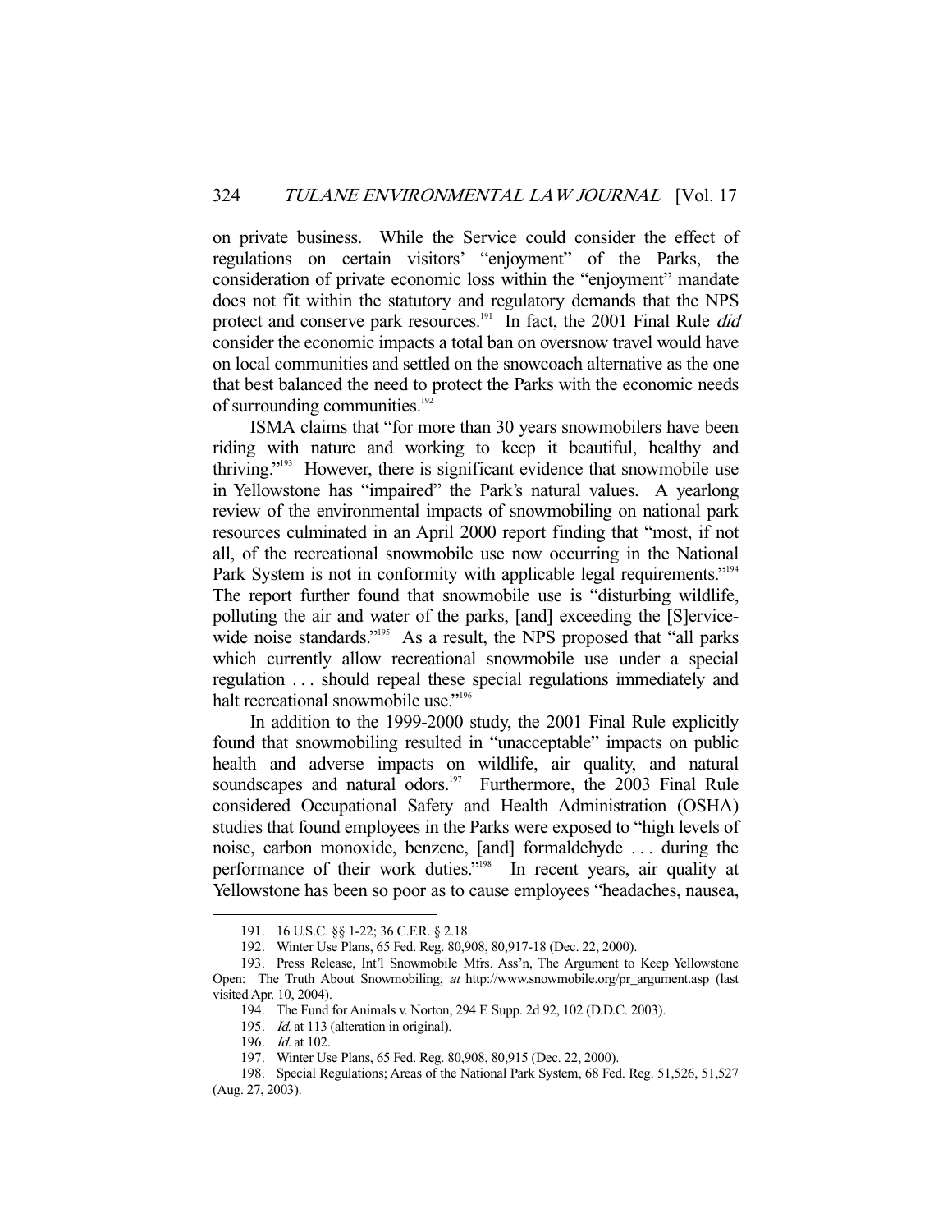on private business. While the Service could consider the effect of regulations on certain visitors' "enjoyment" of the Parks, the consideration of private economic loss within the "enjoyment" mandate does not fit within the statutory and regulatory demands that the NPS protect and conserve park resources.[191] In fact, the 2001 Final Rule *did* consider the economic impacts a total ban on oversnow travel would have on local communities and settled on the snowcoach alternative as the one that best balanced the need to protect the Parks with the economic needs of surrounding communities.[192]

ISMA claims that "for more than 30 years snowmobilers have been riding with nature and working to keep it beautiful, healthy and thriving."[193] However, there is significant evidence that snowmobile use in Yellowstone has "impaired" the Park's natural values. A yearlong review of the environmental impacts of snowmobiling on national park resources culminated in an April 2000 report finding that "most, if not all, of the recreational snowmobile use now occurring in the National Park System is not in conformity with applicable legal requirements."[194] The report further found that snowmobile use is "disturbing wildlife, polluting the air and water of the parks, [and] exceeding the [S]ervice-wide noise standards."[195] As a result, the NPS proposed that "all parks which currently allow recreational snowmobile use under a special regulation . . . should repeal these special regulations immediately and halt recreational snowmobile use."[196]

In addition to the 1999-2000 study, the 2001 Final Rule explicitly found that snowmobiling resulted in "unacceptable" impacts on public health and adverse impacts on wildlife, air quality, and natural soundscapes and natural odors.[197] Furthermore, the 2003 Final Rule considered Occupational Safety and Health Administration (OSHA) studies that found employees in the Parks were exposed to "high levels of noise, carbon monoxide, benzene, [and] formaldehyde . . . during the performance of their work duties."[198] In recent years, air quality at Yellowstone has been so poor as to cause employees "headaches, nausea,

---

191. 16 U.S.C. §§ 1-22; 36 C.F.R. § 2.18.

192. Winter Use Plans, 65 Fed. Reg. 80,908, 80,917-18 (Dec. 22, 2000).

193. Press Release, Int'l Snowmobile Mfrs. Ass'n, The Argument to Keep Yellowstone Open: The Truth About Snowmobiling, *at* http://www.snowmobile.org/pr_argument.asp (last visited Apr. 10, 2004).

194. The Fund for Animals v. Norton, 294 F. Supp. 2d 92, 102 (D.D.C. 2003).

195. *Id.* at 113 (alteration in original).

196. *Id.* at 102.

197. Winter Use Plans, 65 Fed. Reg. 80,908, 80,915 (Dec. 22, 2000).

198. Special Regulations; Areas of the National Park System, 68 Fed. Reg. 51,526, 51,527 (Aug. 27, 2003).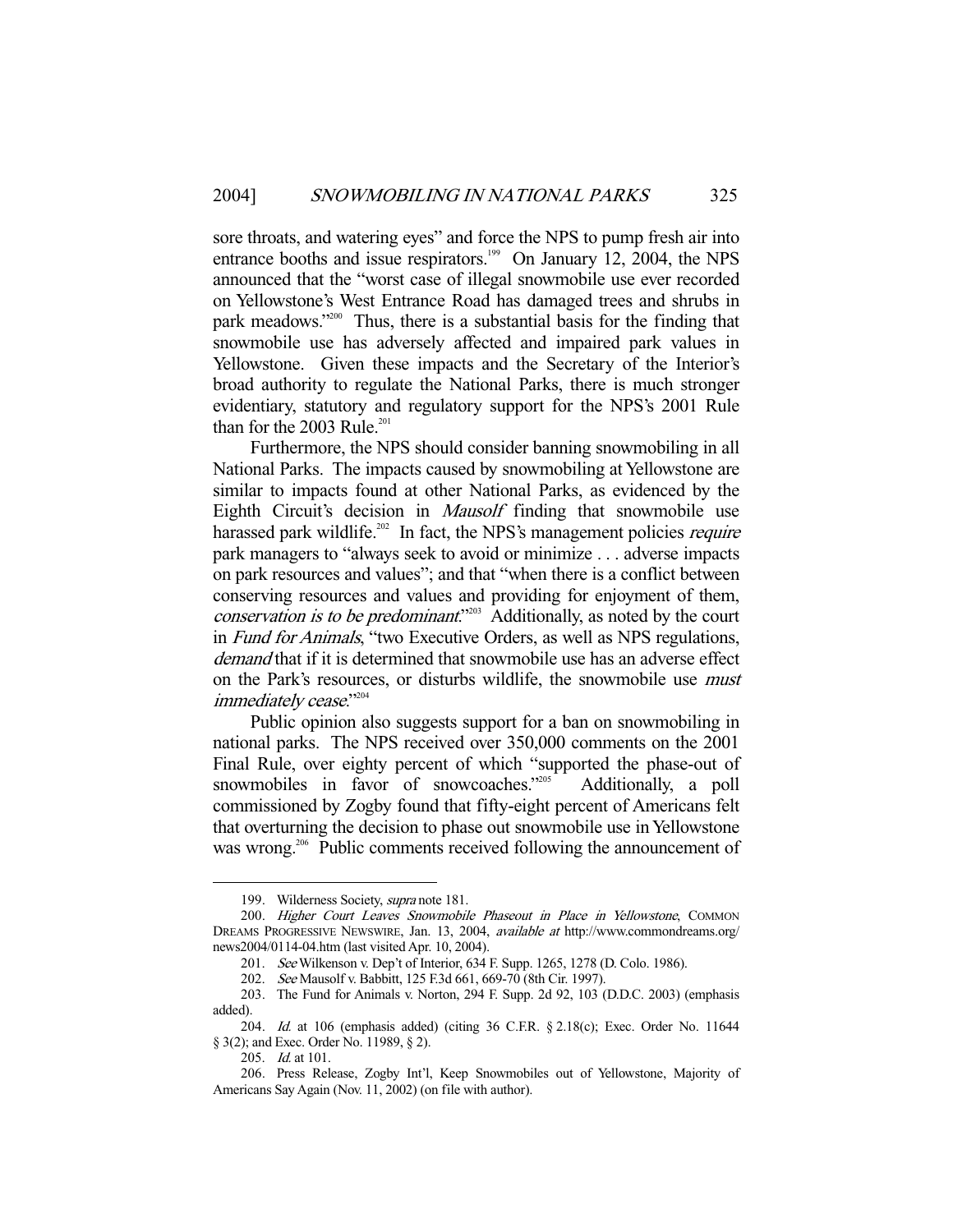sore throats, and watering eyes" and force the NPS to pump fresh air into entrance booths and issue respirators.[199] On January 12, 2004, the NPS announced that the "worst case of illegal snowmobile use ever recorded on Yellowstone's West Entrance Road has damaged trees and shrubs in park meadows."[200] Thus, there is a substantial basis for the finding that snowmobile use has adversely affected and impaired park values in Yellowstone. Given these impacts and the Secretary of the Interior's broad authority to regulate the National Parks, there is much stronger evidentiary, statutory and regulatory support for the NPS's 2001 Rule than for the 2003 Rule.[201]

Furthermore, the NPS should consider banning snowmobiling in all National Parks. The impacts caused by snowmobiling at Yellowstone are similar to impacts found at other National Parks, as evidenced by the Eighth Circuit's decision in *Mausolf* finding that snowmobile use harassed park wildlife.[202] In fact, the NPS's management policies *require* park managers to "always seek to avoid or minimize . . . adverse impacts on park resources and values"; and that "when there is a conflict between conserving resources and values and providing for enjoyment of them, *conservation is to be predominant*."[203] Additionally, as noted by the court in *Fund for Animals*, "two Executive Orders, as well as NPS regulations, *demand* that if it is determined that snowmobile use has an adverse effect on the Park's resources, or disturbs wildlife, the snowmobile use *must immediately cease*."[204]

Public opinion also suggests support for a ban on snowmobiling in national parks. The NPS received over 350,000 comments on the 2001 Final Rule, over eighty percent of which "supported the phase-out of snowmobiles in favor of snowcoaches."[205] Additionally, a poll commissioned by Zogby found that fifty-eight percent of Americans felt that overturning the decision to phase out snowmobile use in Yellowstone was wrong.[206] Public comments received following the announcement of

---

199. Wilderness Society, *supra* note 181.

200. *Higher Court Leaves Snowmobile Phaseout in Place in Yellowstone*, COMMON DREAMS PROGRESSIVE NEWSWIRE, Jan. 13, 2004, *available at* http://www.commondreams.org/news2004/0114-04.htm (last visited Apr. 10, 2004).

201. *See* Wilkenson v. Dep't of Interior, 634 F. Supp. 1265, 1278 (D. Colo. 1986).

202. *See* Mausolf v. Babbitt, 125 F.3d 661, 669-70 (8th Cir. 1997).

203. The Fund for Animals v. Norton, 294 F. Supp. 2d 92, 103 (D.D.C. 2003) (emphasis added).

204. *Id.* at 106 (emphasis added) (citing 36 C.F.R. § 2.18(c); Exec. Order No. 11644 § 3(2); and Exec. Order No. 11989, § 2).

205. *Id.* at 101.

206. Press Release, Zogby Int'l, Keep Snowmobiles out of Yellowstone, Majority of Americans Say Again (Nov. 11, 2002) (on file with author).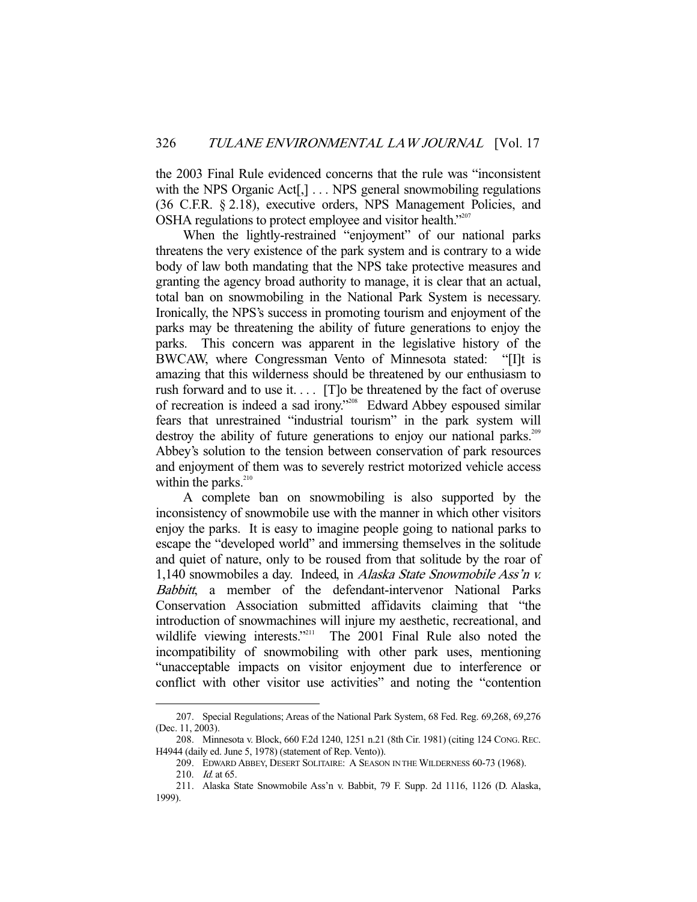the 2003 Final Rule evidenced concerns that the rule was "inconsistent with the NPS Organic Act[,] . . . NPS general snowmobiling regulations (36 C.F.R. § 2.18), executive orders, NPS Management Policies, and OSHA regulations to protect employee and visitor health."[207]

When the lightly-restrained "enjoyment" of our national parks threatens the very existence of the park system and is contrary to a wide body of law both mandating that the NPS take protective measures and granting the agency broad authority to manage, it is clear that an actual, total ban on snowmobiling in the National Park System is necessary. Ironically, the NPS's success in promoting tourism and enjoyment of the parks may be threatening the ability of future generations to enjoy the parks. This concern was apparent in the legislative history of the BWCAW, where Congressman Vento of Minnesota stated: "[I]t is amazing that this wilderness should be threatened by our enthusiasm to rush forward and to use it. . . . [T]o be threatened by the fact of overuse of recreation is indeed a sad irony."[208] Edward Abbey espoused similar fears that unrestrained "industrial tourism" in the park system will destroy the ability of future generations to enjoy our national parks.[209] Abbey's solution to the tension between conservation of park resources and enjoyment of them was to severely restrict motorized vehicle access within the parks.[210]

A complete ban on snowmobiling is also supported by the inconsistency of snowmobile use with the manner in which other visitors enjoy the parks. It is easy to imagine people going to national parks to escape the "developed world" and immersing themselves in the solitude and quiet of nature, only to be roused from that solitude by the roar of 1,140 snowmobiles a day. Indeed, in *Alaska State Snowmobile Ass'n v. Babbitt*, a member of the defendant-intervenor National Parks Conservation Association submitted affidavits claiming that "the introduction of snowmachines will injure my aesthetic, recreational, and wildlife viewing interests."[211] The 2001 Final Rule also noted the incompatibility of snowmobiling with other park uses, mentioning "unacceptable impacts on visitor enjoyment due to interference or conflict with other visitor use activities" and noting the "contention

---

207. Special Regulations; Areas of the National Park System, 68 Fed. Reg. 69,268, 69,276 (Dec. 11, 2003).

208. Minnesota v. Block, 660 F.2d 1240, 1251 n.21 (8th Cir. 1981) (citing 124 CONG. REC. H4944 (daily ed. June 5, 1978) (statement of Rep. Vento)).

209. EDWARD ABBEY, DESERT SOLITAIRE: A SEASON IN THE WILDERNESS 60-73 (1968).

210. *Id.* at 65.

211. Alaska State Snowmobile Ass'n v. Babbit, 79 F. Supp. 2d 1116, 1126 (D. Alaska, 1999).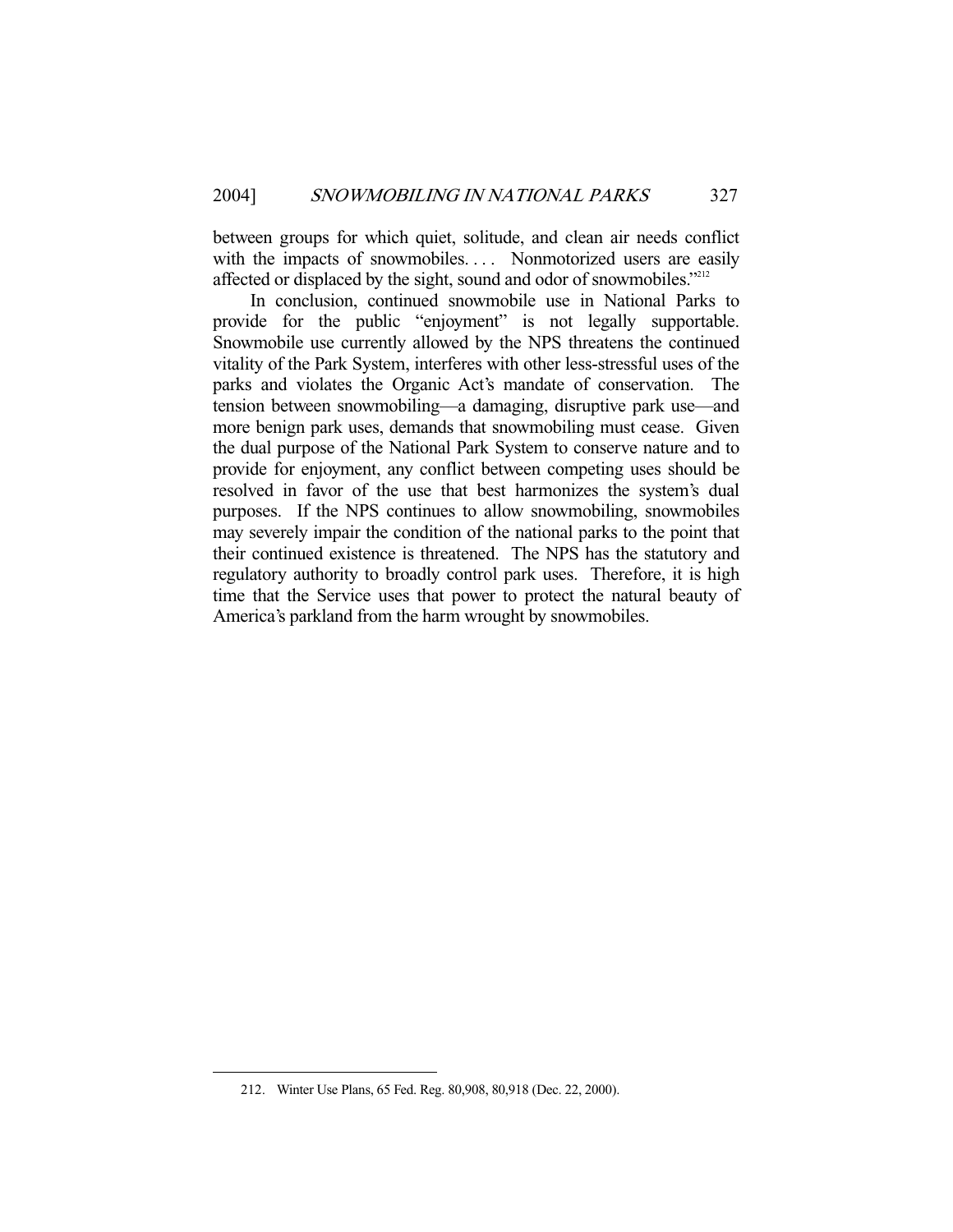between groups for which quiet, solitude, and clean air needs conflict with the impacts of snowmobiles. . . . Nonmotorized users are easily affected or displaced by the sight, sound and odor of snowmobiles."[212]

In conclusion, continued snowmobile use in National Parks to provide for the public "enjoyment" is not legally supportable. Snowmobile use currently allowed by the NPS threatens the continued vitality of the Park System, interferes with other less-stressful uses of the parks and violates the Organic Act's mandate of conservation. The tension between snowmobiling—a damaging, disruptive park use—and more benign park uses, demands that snowmobiling must cease. Given the dual purpose of the National Park System to conserve nature and to provide for enjoyment, any conflict between competing uses should be resolved in favor of the use that best harmonizes the system's dual purposes. If the NPS continues to allow snowmobiling, snowmobiles may severely impair the condition of the national parks to the point that their continued existence is threatened. The NPS has the statutory and regulatory authority to broadly control park uses. Therefore, it is high time that the Service uses that power to protect the natural beauty of America's parkland from the harm wrought by snowmobiles.

---

212. Winter Use Plans, 65 Fed. Reg. 80,908, 80,918 (Dec. 22, 2000).